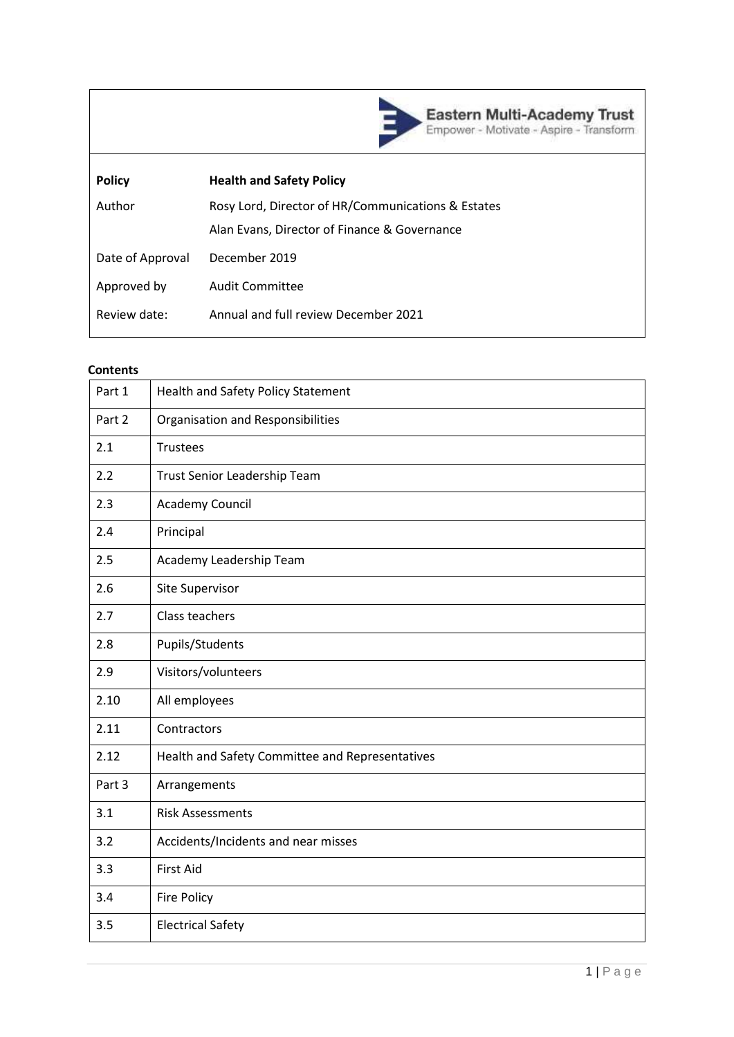Eastern Multi-Academy Trust
Empower - Motivate - Aspire - Transform

| **Policy** | **Health and Safety Policy** |
|---|---|
| Author | Rosy Lord, Director of HR/Communications & Estates<br>Alan Evans, Director of Finance & Governance |
| Date of Approval | December 2019 |
| Approved by | Audit Committee |
| Review date: | Annual and full review December 2021 |

**Contents**

| | |
|---|---|
| Part 1 | Health and Safety Policy Statement |
| Part 2 | Organisation and Responsibilities |
| 2.1 | Trustees |
| 2.2 | Trust Senior Leadership Team |
| 2.3 | Academy Council |
| 2.4 | Principal |
| 2.5 | Academy Leadership Team |
| 2.6 | Site Supervisor |
| 2.7 | Class teachers |
| 2.8 | Pupils/Students |
| 2.9 | Visitors/volunteers |
| 2.10 | All employees |
| 2.11 | Contractors |
| 2.12 | Health and Safety Committee and Representatives |
| Part 3 | Arrangements |
| 3.1 | Risk Assessments |
| 3.2 | Accidents/Incidents and near misses |
| 3.3 | First Aid |
| 3.4 | Fire Policy |
| 3.5 | Electrical Safety |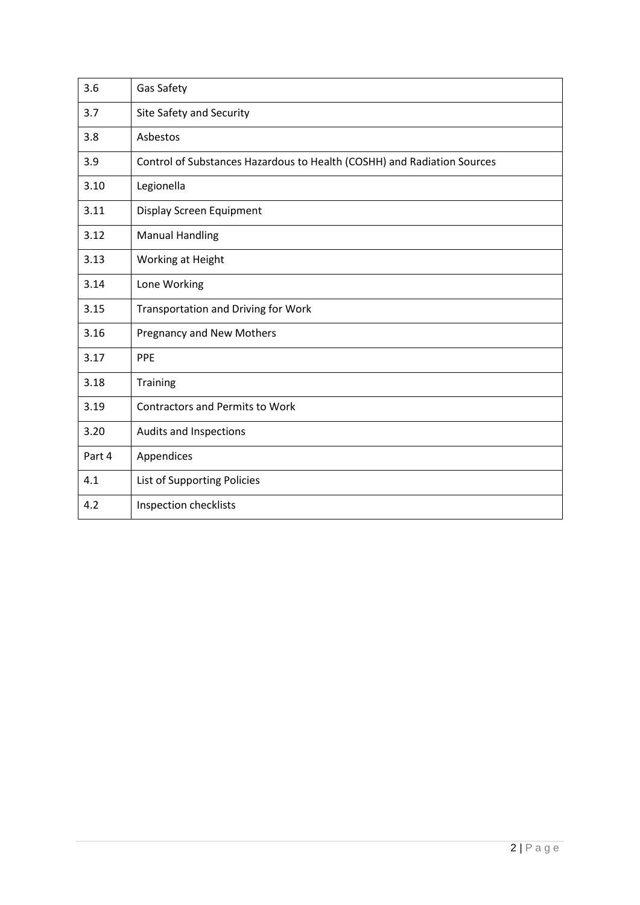| 3.6 | Gas Safety |
|---|---|
| 3.7 | Site Safety and Security |
| 3.8 | Asbestos |
| 3.9 | Control of Substances Hazardous to Health (COSHH) and Radiation Sources |
| 3.10 | Legionella |
| 3.11 | Display Screen Equipment |
| 3.12 | Manual Handling |
| 3.13 | Working at Height |
| 3.14 | Lone Working |
| 3.15 | Transportation and Driving for Work |
| 3.16 | Pregnancy and New Mothers |
| 3.17 | PPE |
| 3.18 | Training |
| 3.19 | Contractors and Permits to Work |
| 3.20 | Audits and Inspections |
| Part 4 | Appendices |
| 4.1 | List of Supporting Policies |
| 4.2 | Inspection checklists |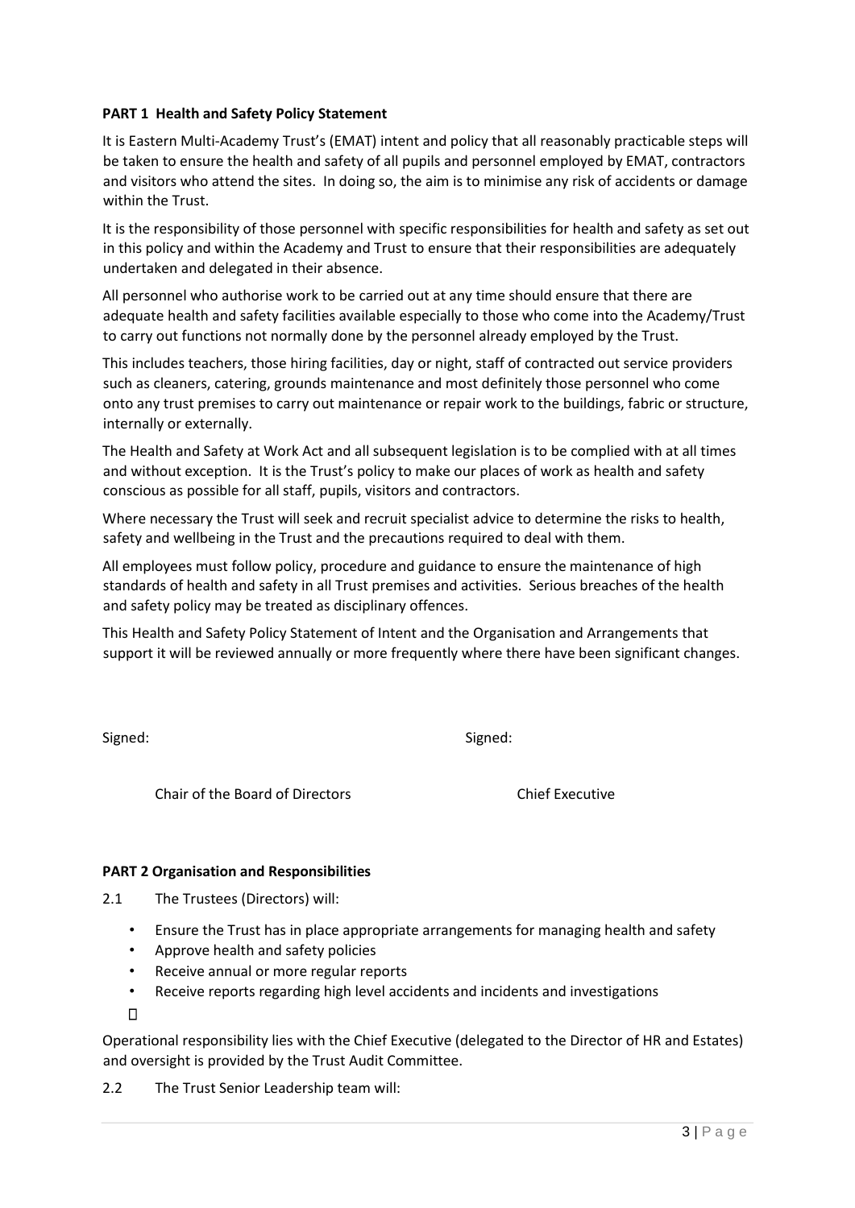**PART 1 Health and Safety Policy Statement**

It is Eastern Multi-Academy Trust's (EMAT) intent and policy that all reasonably practicable steps will be taken to ensure the health and safety of all pupils and personnel employed by EMAT, contractors and visitors who attend the sites. In doing so, the aim is to minimise any risk of accidents or damage within the Trust.

It is the responsibility of those personnel with specific responsibilities for health and safety as set out in this policy and within the Academy and Trust to ensure that their responsibilities are adequately undertaken and delegated in their absence.

All personnel who authorise work to be carried out at any time should ensure that there are adequate health and safety facilities available especially to those who come into the Academy/Trust to carry out functions not normally done by the personnel already employed by the Trust.

This includes teachers, those hiring facilities, day or night, staff of contracted out service providers such as cleaners, catering, grounds maintenance and most definitely those personnel who come onto any trust premises to carry out maintenance or repair work to the buildings, fabric or structure, internally or externally.

The Health and Safety at Work Act and all subsequent legislation is to be complied with at all times and without exception. It is the Trust's policy to make our places of work as health and safety conscious as possible for all staff, pupils, visitors and contractors.

Where necessary the Trust will seek and recruit specialist advice to determine the risks to health, safety and wellbeing in the Trust and the precautions required to deal with them.

All employees must follow policy, procedure and guidance to ensure the maintenance of high standards of health and safety in all Trust premises and activities. Serious breaches of the health and safety policy may be treated as disciplinary offences.

This Health and Safety Policy Statement of Intent and the Organisation and Arrangements that support it will be reviewed annually or more frequently where there have been significant changes.

Signed: Signed:

Chair of the Board of Directors Chief Executive

**PART 2 Organisation and Responsibilities**

2.1 The Trustees (Directors) will:

- Ensure the Trust has in place appropriate arrangements for managing health and safety
- Approve health and safety policies
- Receive annual or more regular reports
- Receive reports regarding high level accidents and incidents and investigations

Operational responsibility lies with the Chief Executive (delegated to the Director of HR and Estates) and oversight is provided by the Trust Audit Committee.

2.2 The Trust Senior Leadership team will: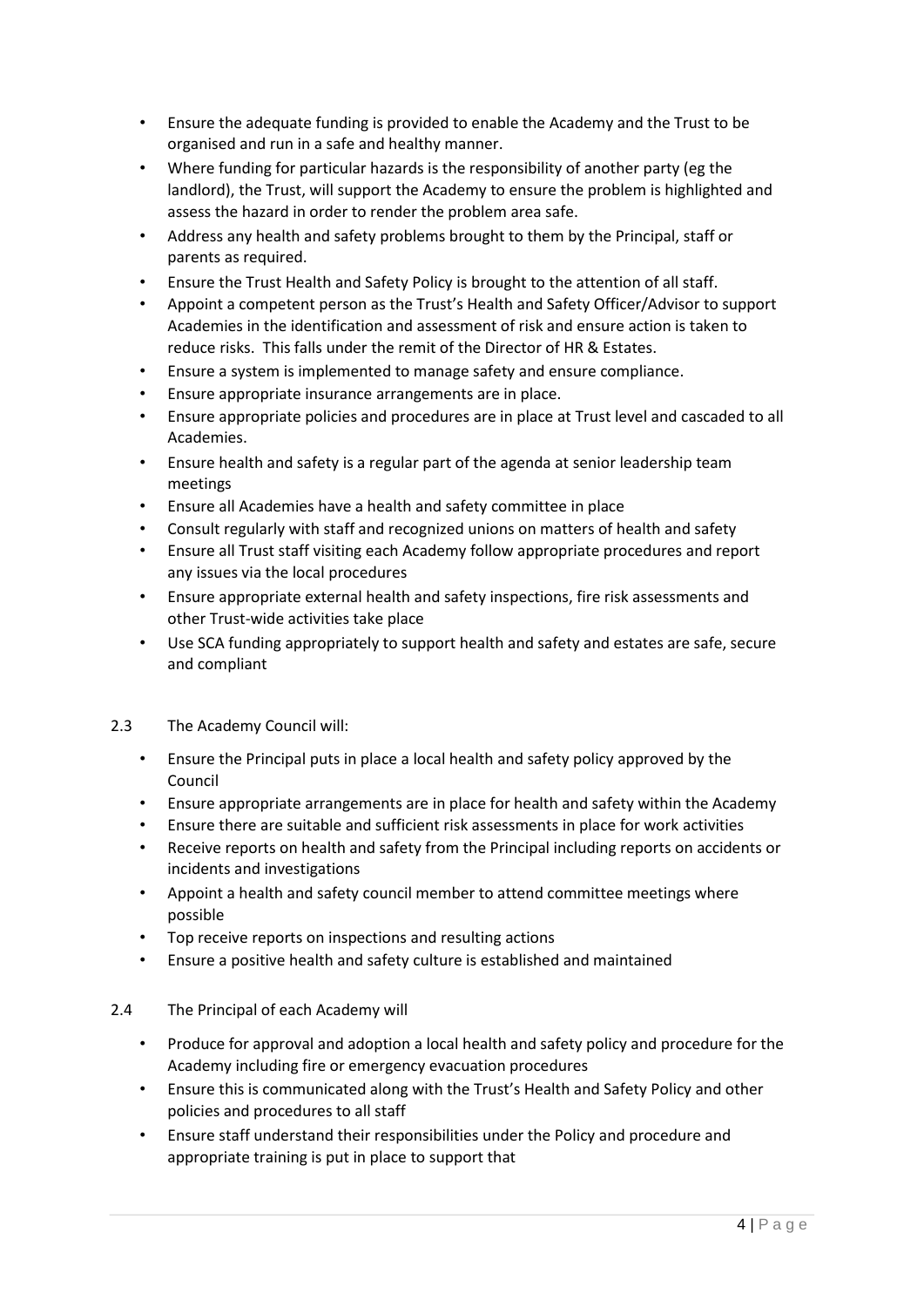- Ensure the adequate funding is provided to enable the Academy and the Trust to be organised and run in a safe and healthy manner.
- Where funding for particular hazards is the responsibility of another party (eg the landlord), the Trust, will support the Academy to ensure the problem is highlighted and assess the hazard in order to render the problem area safe.
- Address any health and safety problems brought to them by the Principal, staff or parents as required.
- Ensure the Trust Health and Safety Policy is brought to the attention of all staff.
- Appoint a competent person as the Trust's Health and Safety Officer/Advisor to support Academies in the identification and assessment of risk and ensure action is taken to reduce risks. This falls under the remit of the Director of HR & Estates.
- Ensure a system is implemented to manage safety and ensure compliance.
- Ensure appropriate insurance arrangements are in place.
- Ensure appropriate policies and procedures are in place at Trust level and cascaded to all Academies.
- Ensure health and safety is a regular part of the agenda at senior leadership team meetings
- Ensure all Academies have a health and safety committee in place
- Consult regularly with staff and recognized unions on matters of health and safety
- Ensure all Trust staff visiting each Academy follow appropriate procedures and report any issues via the local procedures
- Ensure appropriate external health and safety inspections, fire risk assessments and other Trust-wide activities take place
- Use SCA funding appropriately to support health and safety and estates are safe, secure and compliant

2.3 The Academy Council will:

- Ensure the Principal puts in place a local health and safety policy approved by the Council
- Ensure appropriate arrangements are in place for health and safety within the Academy
- Ensure there are suitable and sufficient risk assessments in place for work activities
- Receive reports on health and safety from the Principal including reports on accidents or incidents and investigations
- Appoint a health and safety council member to attend committee meetings where possible
- Top receive reports on inspections and resulting actions
- Ensure a positive health and safety culture is established and maintained

2.4 The Principal of each Academy will

- Produce for approval and adoption a local health and safety policy and procedure for the Academy including fire or emergency evacuation procedures
- Ensure this is communicated along with the Trust's Health and Safety Policy and other policies and procedures to all staff
- Ensure staff understand their responsibilities under the Policy and procedure and appropriate training is put in place to support that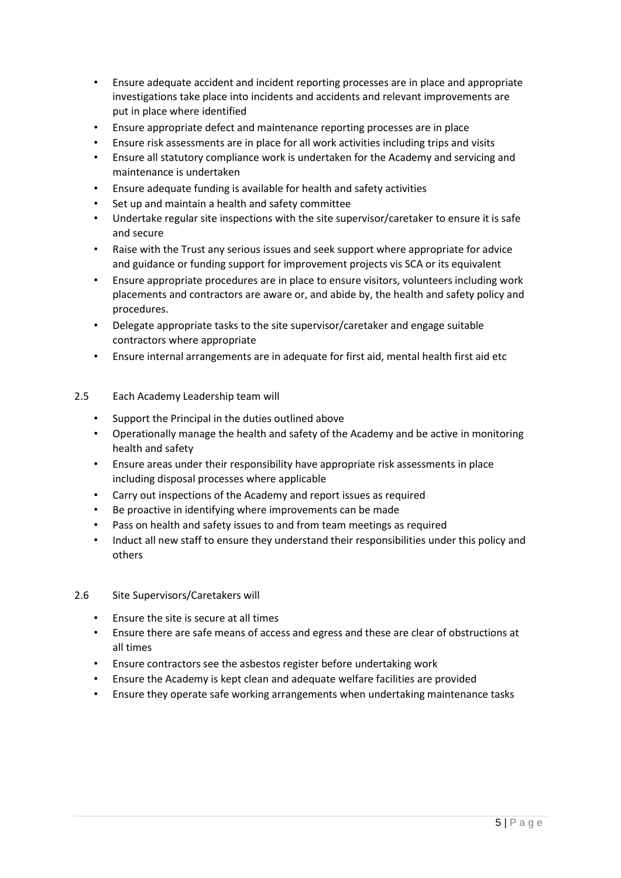- Ensure adequate accident and incident reporting processes are in place and appropriate investigations take place into incidents and accidents and relevant improvements are put in place where identified
- Ensure appropriate defect and maintenance reporting processes are in place
- Ensure risk assessments are in place for all work activities including trips and visits
- Ensure all statutory compliance work is undertaken for the Academy and servicing and maintenance is undertaken
- Ensure adequate funding is available for health and safety activities
- Set up and maintain a health and safety committee
- Undertake regular site inspections with the site supervisor/caretaker to ensure it is safe and secure
- Raise with the Trust any serious issues and seek support where appropriate for advice and guidance or funding support for improvement projects vis SCA or its equivalent
- Ensure appropriate procedures are in place to ensure visitors, volunteers including work placements and contractors are aware or, and abide by, the health and safety policy and procedures.
- Delegate appropriate tasks to the site supervisor/caretaker and engage suitable contractors where appropriate
- Ensure internal arrangements are in adequate for first aid, mental health first aid etc

2.5 Each Academy Leadership team will

- Support the Principal in the duties outlined above
- Operationally manage the health and safety of the Academy and be active in monitoring health and safety
- Ensure areas under their responsibility have appropriate risk assessments in place including disposal processes where applicable
- Carry out inspections of the Academy and report issues as required
- Be proactive in identifying where improvements can be made
- Pass on health and safety issues to and from team meetings as required
- Induct all new staff to ensure they understand their responsibilities under this policy and others

2.6 Site Supervisors/Caretakers will

- Ensure the site is secure at all times
- Ensure there are safe means of access and egress and these are clear of obstructions at all times
- Ensure contractors see the asbestos register before undertaking work
- Ensure the Academy is kept clean and adequate welfare facilities are provided
- Ensure they operate safe working arrangements when undertaking maintenance tasks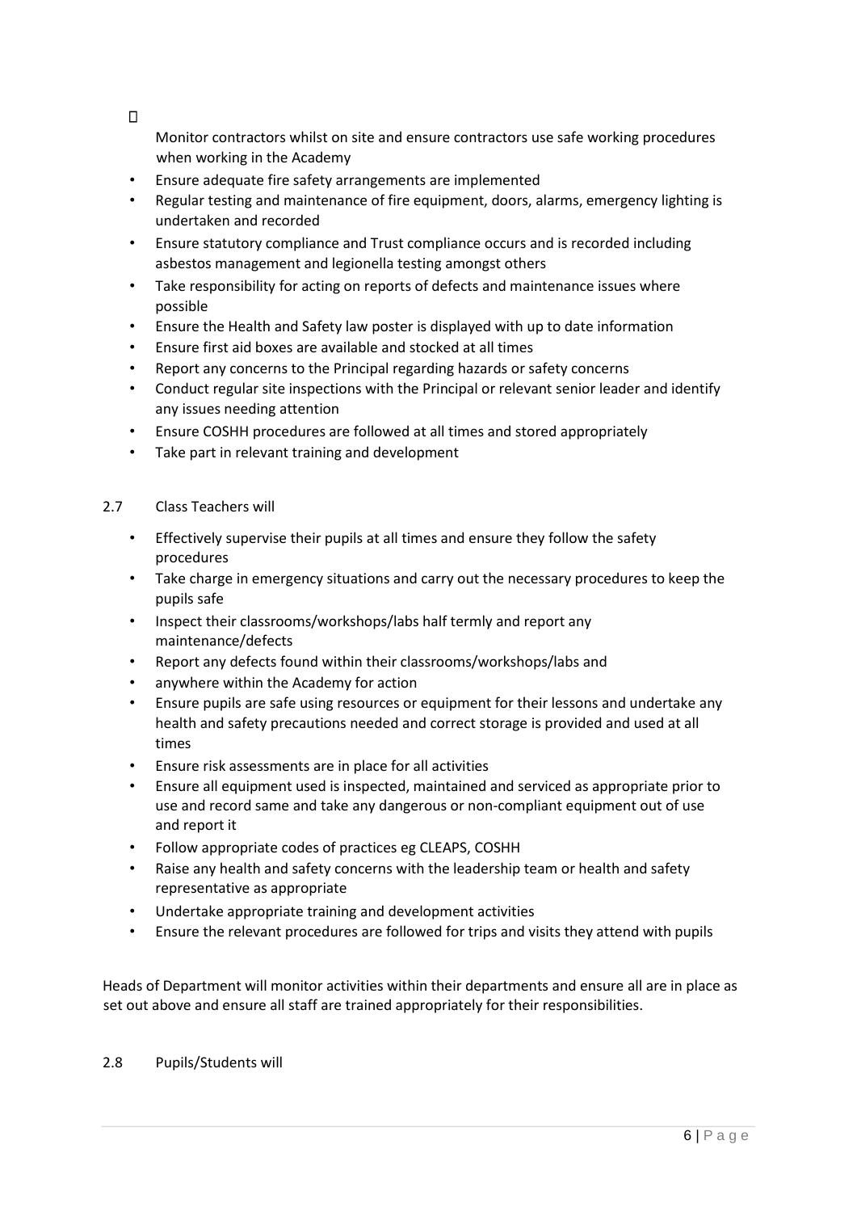- Monitor contractors whilst on site and ensure contractors use safe working procedures when working in the Academy
- Ensure adequate fire safety arrangements are implemented
- Regular testing and maintenance of fire equipment, doors, alarms, emergency lighting is undertaken and recorded
- Ensure statutory compliance and Trust compliance occurs and is recorded including asbestos management and legionella testing amongst others
- Take responsibility for acting on reports of defects and maintenance issues where possible
- Ensure the Health and Safety law poster is displayed with up to date information
- Ensure first aid boxes are available and stocked at all times
- Report any concerns to the Principal regarding hazards or safety concerns
- Conduct regular site inspections with the Principal or relevant senior leader and identify any issues needing attention
- Ensure COSHH procedures are followed at all times and stored appropriately
- Take part in relevant training and development

2.7 Class Teachers will

- Effectively supervise their pupils at all times and ensure they follow the safety procedures
- Take charge in emergency situations and carry out the necessary procedures to keep the pupils safe
- Inspect their classrooms/workshops/labs half termly and report any maintenance/defects
- Report any defects found within their classrooms/workshops/labs and
- anywhere within the Academy for action
- Ensure pupils are safe using resources or equipment for their lessons and undertake any health and safety precautions needed and correct storage is provided and used at all times
- Ensure risk assessments are in place for all activities
- Ensure all equipment used is inspected, maintained and serviced as appropriate prior to use and record same and take any dangerous or non-compliant equipment out of use and report it
- Follow appropriate codes of practices eg CLEAPS, COSHH
- Raise any health and safety concerns with the leadership team or health and safety representative as appropriate
- Undertake appropriate training and development activities
- Ensure the relevant procedures are followed for trips and visits they attend with pupils

Heads of Department will monitor activities within their departments and ensure all are in place as set out above and ensure all staff are trained appropriately for their responsibilities.

2.8 Pupils/Students will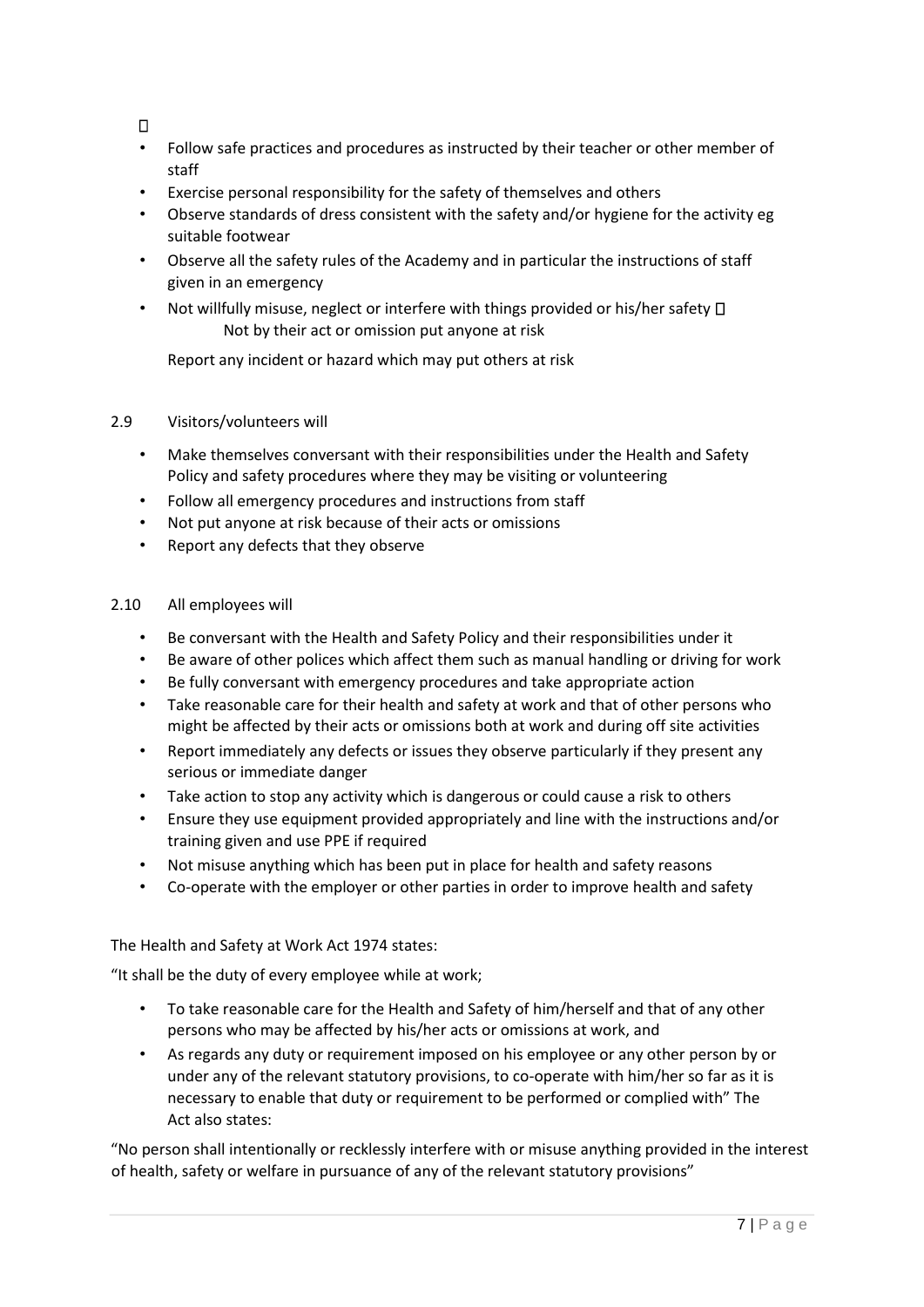- Follow safe practices and procedures as instructed by their teacher or other member of staff
- Exercise personal responsibility for the safety of themselves and others
- Observe standards of dress consistent with the safety and/or hygiene for the activity eg suitable footwear
- Observe all the safety rules of the Academy and in particular the instructions of staff given in an emergency
- Not willfully misuse, neglect or interfere with things provided or his/her safety
- Not by their act or omission put anyone at risk
- Report any incident or hazard which may put others at risk

2.9 Visitors/volunteers will

- Make themselves conversant with their responsibilities under the Health and Safety Policy and safety procedures where they may be visiting or volunteering
- Follow all emergency procedures and instructions from staff
- Not put anyone at risk because of their acts or omissions
- Report any defects that they observe

2.10 All employees will

- Be conversant with the Health and Safety Policy and their responsibilities under it
- Be aware of other polices which affect them such as manual handling or driving for work
- Be fully conversant with emergency procedures and take appropriate action
- Take reasonable care for their health and safety at work and that of other persons who might be affected by their acts or omissions both at work and during off site activities
- Report immediately any defects or issues they observe particularly if they present any serious or immediate danger
- Take action to stop any activity which is dangerous or could cause a risk to others
- Ensure they use equipment provided appropriately and line with the instructions and/or training given and use PPE if required
- Not misuse anything which has been put in place for health and safety reasons
- Co-operate with the employer or other parties in order to improve health and safety

The Health and Safety at Work Act 1974 states:

"It shall be the duty of every employee while at work;

- To take reasonable care for the Health and Safety of him/herself and that of any other persons who may be affected by his/her acts or omissions at work, and
- As regards any duty or requirement imposed on his employee or any other person by or under any of the relevant statutory provisions, to co-operate with him/her so far as it is necessary to enable that duty or requirement to be performed or complied with" The Act also states:

"No person shall intentionally or recklessly interfere with or misuse anything provided in the interest of health, safety or welfare in pursuance of any of the relevant statutory provisions"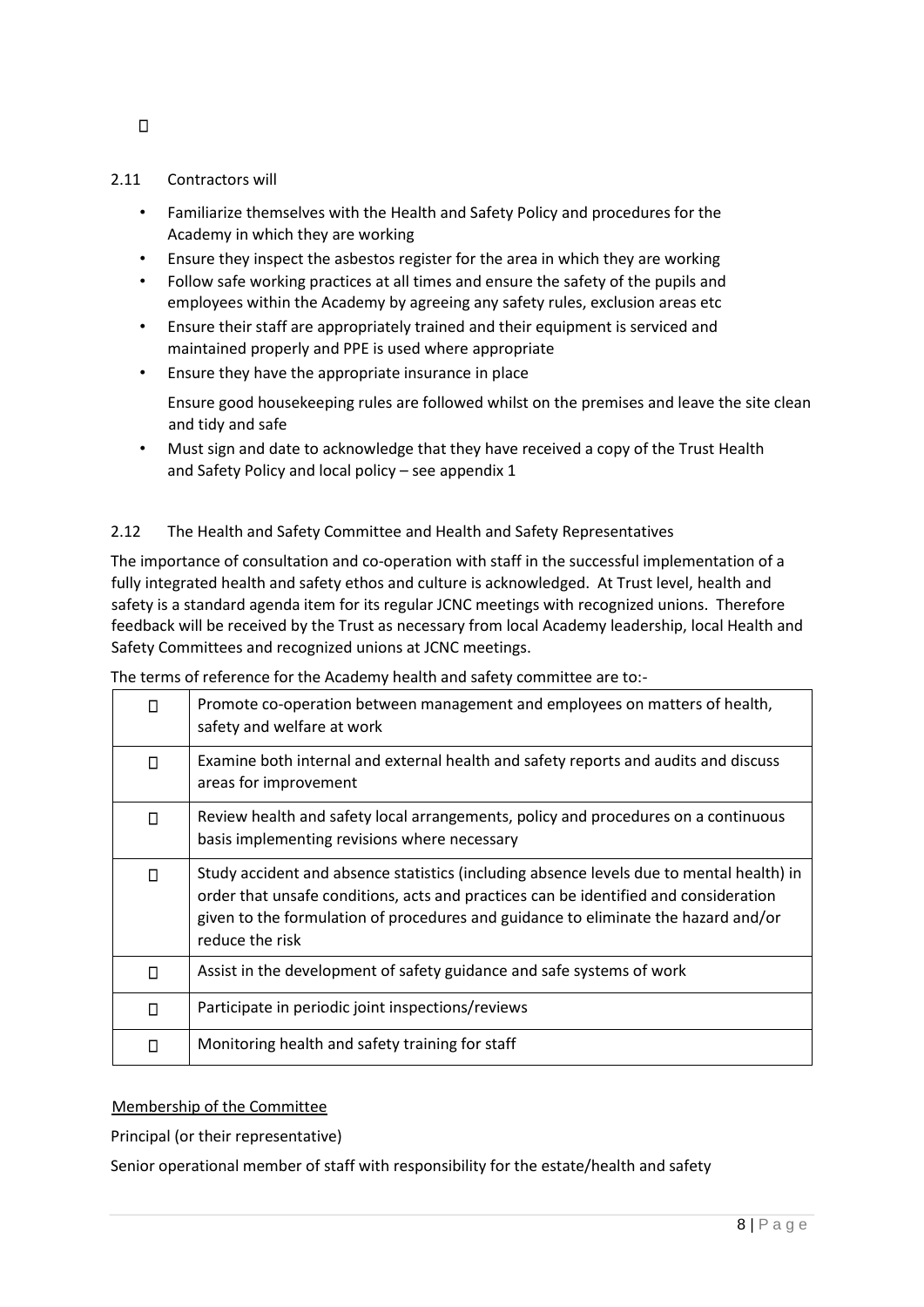2.11 Contractors will

- Familiarize themselves with the Health and Safety Policy and procedures for the Academy in which they are working
- Ensure they inspect the asbestos register for the area in which they are working
- Follow safe working practices at all times and ensure the safety of the pupils and employees within the Academy by agreeing any safety rules, exclusion areas etc
- Ensure their staff are appropriately trained and their equipment is serviced and maintained properly and PPE is used where appropriate
- Ensure they have the appropriate insurance in place

  Ensure good housekeeping rules are followed whilst on the premises and leave the site clean and tidy and safe
- Must sign and date to acknowledge that they have received a copy of the Trust Health and Safety Policy and local policy – see appendix 1

2.12 The Health and Safety Committee and Health and Safety Representatives

The importance of consultation and co-operation with staff in the successful implementation of a fully integrated health and safety ethos and culture is acknowledged. At Trust level, health and safety is a standard agenda item for its regular JCNC meetings with recognized unions. Therefore feedback will be received by the Trust as necessary from local Academy leadership, local Health and Safety Committees and recognized unions at JCNC meetings.

The terms of reference for the Academy health and safety committee are to:-

| | |
|---|---|
|  | Promote co-operation between management and employees on matters of health, safety and welfare at work |
|  | Examine both internal and external health and safety reports and audits and discuss areas for improvement |
|  | Review health and safety local arrangements, policy and procedures on a continuous basis implementing revisions where necessary |
|  | Study accident and absence statistics (including absence levels due to mental health) in order that unsafe conditions, acts and practices can be identified and consideration given to the formulation of procedures and guidance to eliminate the hazard and/or reduce the risk |
|  | Assist in the development of safety guidance and safe systems of work |
|  | Participate in periodic joint inspections/reviews |
|  | Monitoring health and safety training for staff |

Membership of the Committee

Principal (or their representative)

Senior operational member of staff with responsibility for the estate/health and safety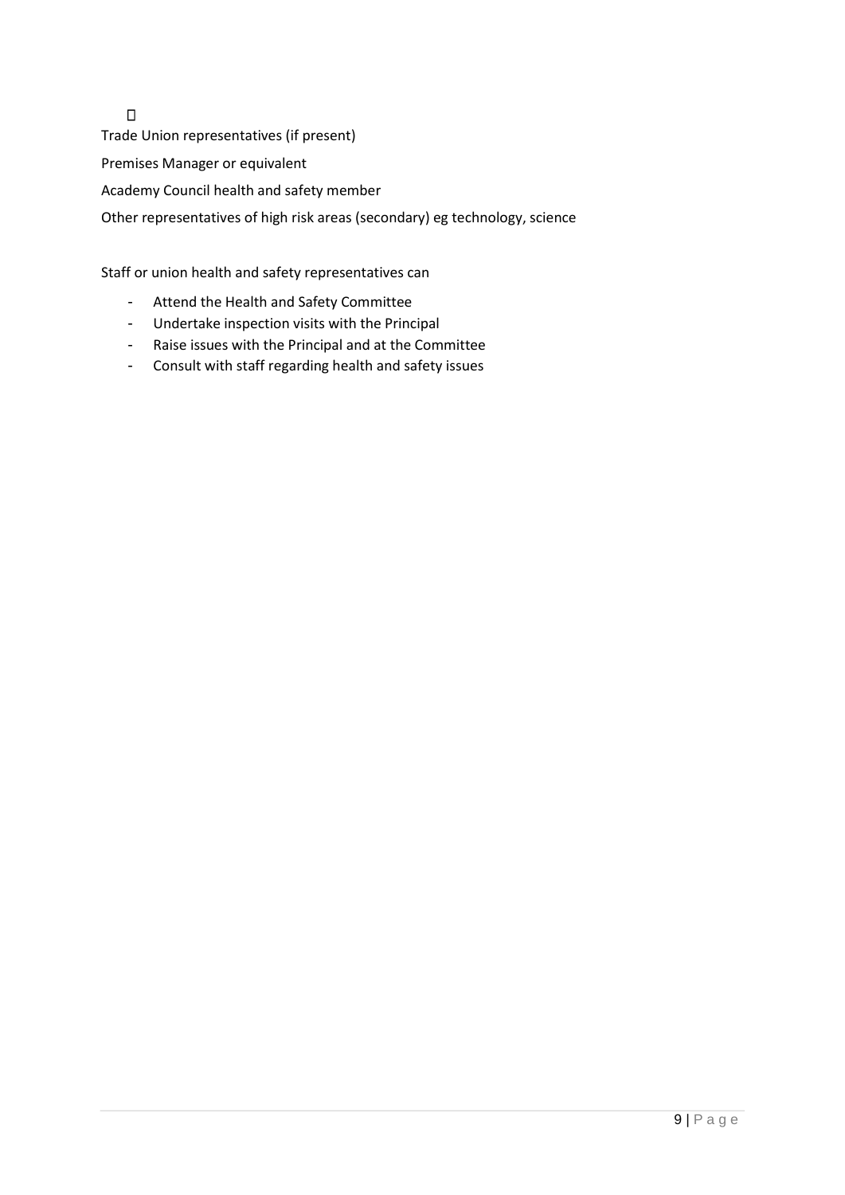- Trade Union representatives (if present)
- Premises Manager or equivalent
- Academy Council health and safety member
- Other representatives of high risk areas (secondary) eg technology, science

Staff or union health and safety representatives can

- Attend the Health and Safety Committee
- Undertake inspection visits with the Principal
- Raise issues with the Principal and at the Committee
- Consult with staff regarding health and safety issues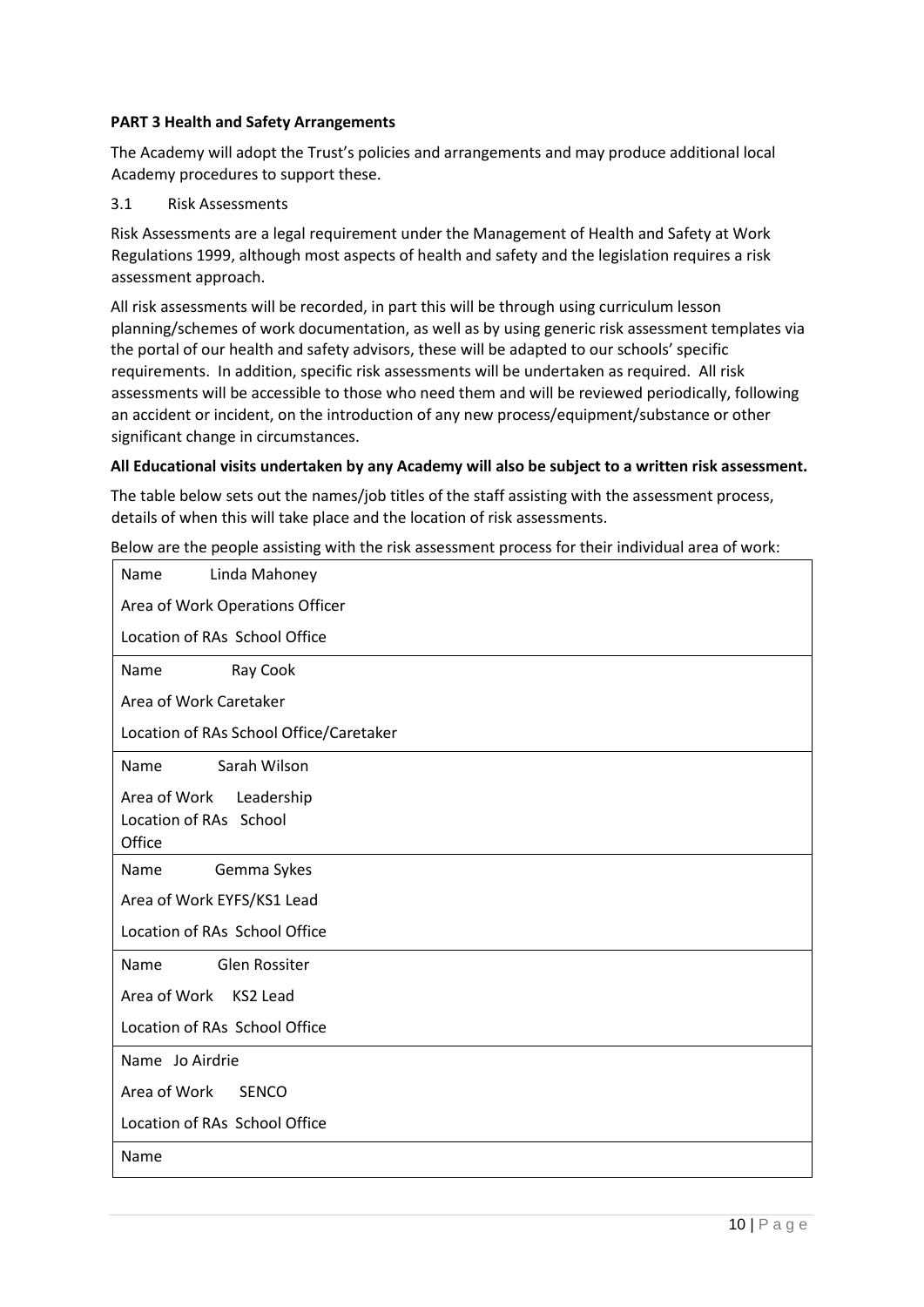**PART 3 Health and Safety Arrangements**

The Academy will adopt the Trust's policies and arrangements and may produce additional local Academy procedures to support these.

3.1 Risk Assessments

Risk Assessments are a legal requirement under the Management of Health and Safety at Work Regulations 1999, although most aspects of health and safety and the legislation requires a risk assessment approach.

All risk assessments will be recorded, in part this will be through using curriculum lesson planning/schemes of work documentation, as well as by using generic risk assessment templates via the portal of our health and safety advisors, these will be adapted to our schools' specific requirements. In addition, specific risk assessments will be undertaken as required. All risk assessments will be accessible to those who need them and will be reviewed periodically, following an accident or incident, on the introduction of any new process/equipment/substance or other significant change in circumstances.

**All Educational visits undertaken by any Academy will also be subject to a written risk assessment.**

The table below sets out the names/job titles of the staff assisting with the assessment process, details of when this will take place and the location of risk assessments.

Below are the people assisting with the risk assessment process for their individual area of work:

| |
|---|
| Name Linda Mahoney<br>Area of Work Operations Officer<br>Location of RAs School Office |
| Name Ray Cook<br>Area of Work Caretaker<br>Location of RAs School Office/Caretaker |
| Name Sarah Wilson<br>Area of Work Leadership<br>Location of RAs School Office |
| Name Gemma Sykes<br>Area of Work EYFS/KS1 Lead<br>Location of RAs School Office |
| Name Glen Rossiter<br>Area of Work KS2 Lead<br>Location of RAs School Office |
| Name Jo Airdrie<br>Area of Work SENCO<br>Location of RAs School Office |
| Name |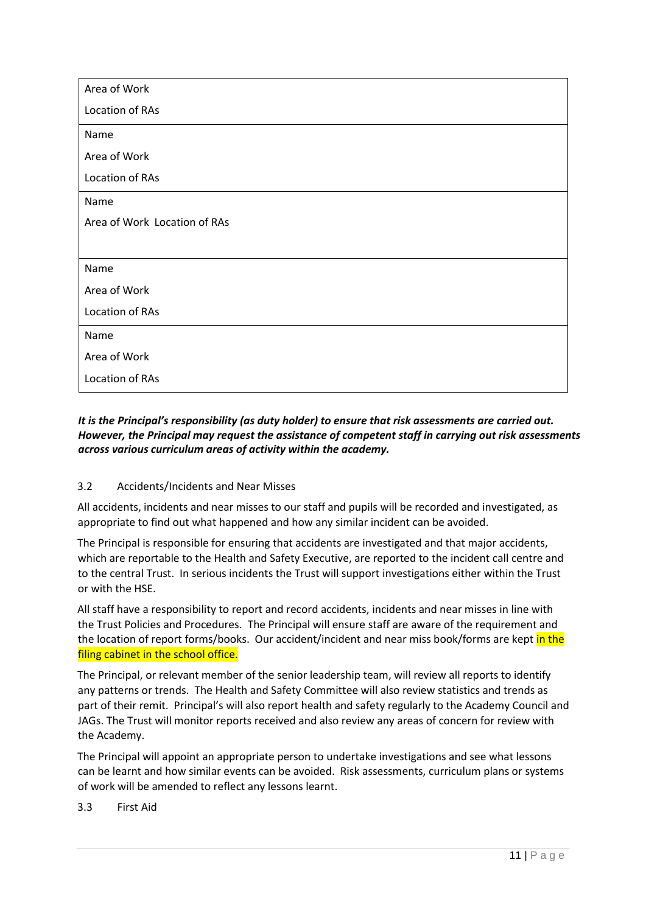| |
|---|
| Area of Work<br><br>Location of RAs |
| Name<br><br>Area of Work<br><br>Location of RAs |
| Name<br><br>Area of Work Location of RAs |
| Name<br><br>Area of Work<br><br>Location of RAs |
| Name<br><br>Area of Work<br><br>Location of RAs |

***It is the Principal's responsibility (as duty holder) to ensure that risk assessments are carried out. However, the Principal may request the assistance of competent staff in carrying out risk assessments across various curriculum areas of activity within the academy.***

3.2 Accidents/Incidents and Near Misses

All accidents, incidents and near misses to our staff and pupils will be recorded and investigated, as appropriate to find out what happened and how any similar incident can be avoided.

The Principal is responsible for ensuring that accidents are investigated and that major accidents, which are reportable to the Health and Safety Executive, are reported to the incident call centre and to the central Trust. In serious incidents the Trust will support investigations either within the Trust or with the HSE.

All staff have a responsibility to report and record accidents, incidents and near misses in line with the Trust Policies and Procedures. The Principal will ensure staff are aware of the requirement and the location of report forms/books. Our accident/incident and near miss book/forms are kept in the filing cabinet in the school office.

The Principal, or relevant member of the senior leadership team, will review all reports to identify any patterns or trends. The Health and Safety Committee will also review statistics and trends as part of their remit. Principal's will also report health and safety regularly to the Academy Council and JAGs. The Trust will monitor reports received and also review any areas of concern for review with the Academy.

The Principal will appoint an appropriate person to undertake investigations and see what lessons can be learnt and how similar events can be avoided. Risk assessments, curriculum plans or systems of work will be amended to reflect any lessons learnt.

3.3 First Aid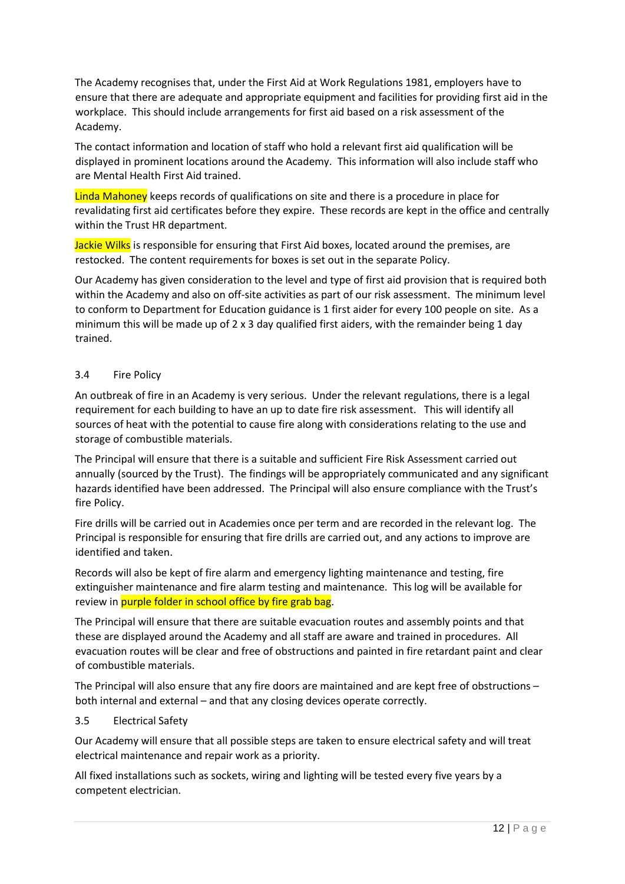The Academy recognises that, under the First Aid at Work Regulations 1981, employers have to ensure that there are adequate and appropriate equipment and facilities for providing first aid in the workplace. This should include arrangements for first aid based on a risk assessment of the Academy.

The contact information and location of staff who hold a relevant first aid qualification will be displayed in prominent locations around the Academy. This information will also include staff who are Mental Health First Aid trained.

Linda Mahoney keeps records of qualifications on site and there is a procedure in place for revalidating first aid certificates before they expire. These records are kept in the office and centrally within the Trust HR department.

Jackie Wilks is responsible for ensuring that First Aid boxes, located around the premises, are restocked. The content requirements for boxes is set out in the separate Policy.

Our Academy has given consideration to the level and type of first aid provision that is required both within the Academy and also on off-site activities as part of our risk assessment. The minimum level to conform to Department for Education guidance is 1 first aider for every 100 people on site. As a minimum this will be made up of 2 x 3 day qualified first aiders, with the remainder being 1 day trained.

### 3.4 Fire Policy

An outbreak of fire in an Academy is very serious. Under the relevant regulations, there is a legal requirement for each building to have an up to date fire risk assessment. This will identify all sources of heat with the potential to cause fire along with considerations relating to the use and storage of combustible materials.

The Principal will ensure that there is a suitable and sufficient Fire Risk Assessment carried out annually (sourced by the Trust). The findings will be appropriately communicated and any significant hazards identified have been addressed. The Principal will also ensure compliance with the Trust's fire Policy.

Fire drills will be carried out in Academies once per term and are recorded in the relevant log. The Principal is responsible for ensuring that fire drills are carried out, and any actions to improve are identified and taken.

Records will also be kept of fire alarm and emergency lighting maintenance and testing, fire extinguisher maintenance and fire alarm testing and maintenance. This log will be available for review in purple folder in school office by fire grab bag.

The Principal will ensure that there are suitable evacuation routes and assembly points and that these are displayed around the Academy and all staff are aware and trained in procedures. All evacuation routes will be clear and free of obstructions and painted in fire retardant paint and clear of combustible materials.

The Principal will also ensure that any fire doors are maintained and are kept free of obstructions – both internal and external – and that any closing devices operate correctly.

### 3.5 Electrical Safety

Our Academy will ensure that all possible steps are taken to ensure electrical safety and will treat electrical maintenance and repair work as a priority.

All fixed installations such as sockets, wiring and lighting will be tested every five years by a competent electrician.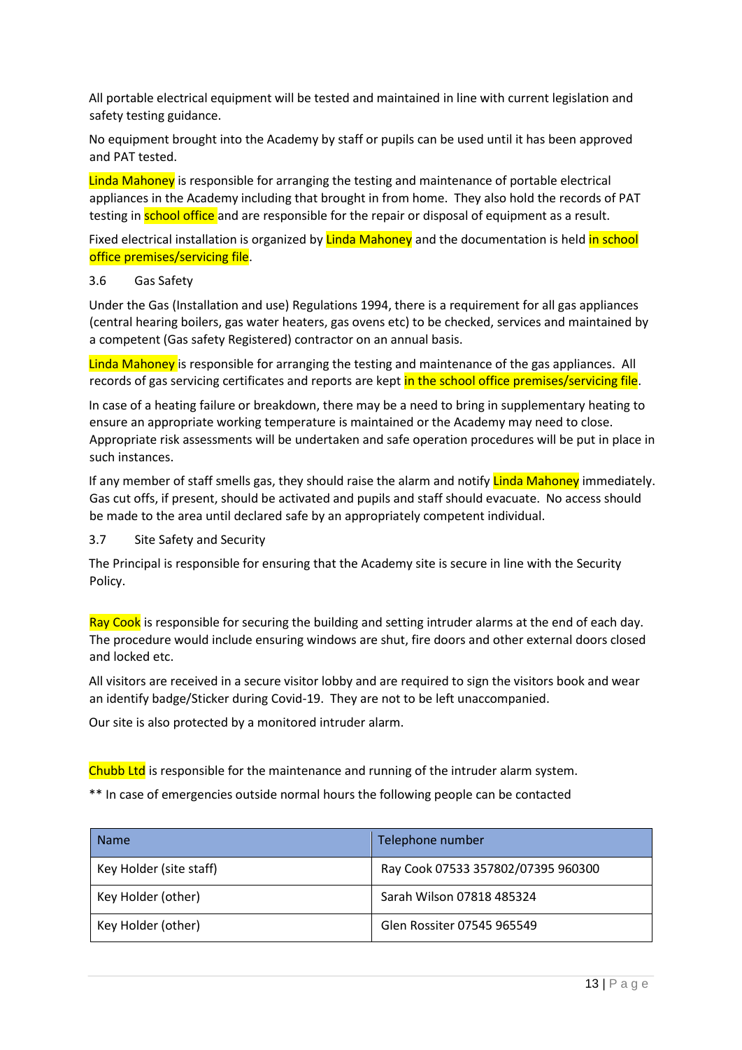All portable electrical equipment will be tested and maintained in line with current legislation and safety testing guidance.

No equipment brought into the Academy by staff or pupils can be used until it has been approved and PAT tested.

Linda Mahoney is responsible for arranging the testing and maintenance of portable electrical appliances in the Academy including that brought in from home. They also hold the records of PAT testing in school office and are responsible for the repair or disposal of equipment as a result.

Fixed electrical installation is organized by Linda Mahoney and the documentation is held in school office premises/servicing file.

### 3.6 Gas Safety

Under the Gas (Installation and use) Regulations 1994, there is a requirement for all gas appliances (central hearing boilers, gas water heaters, gas ovens etc) to be checked, services and maintained by a competent (Gas safety Registered) contractor on an annual basis.

Linda Mahoney is responsible for arranging the testing and maintenance of the gas appliances. All records of gas servicing certificates and reports are kept in the school office premises/servicing file.

In case of a heating failure or breakdown, there may be a need to bring in supplementary heating to ensure an appropriate working temperature is maintained or the Academy may need to close. Appropriate risk assessments will be undertaken and safe operation procedures will be put in place in such instances.

If any member of staff smells gas, they should raise the alarm and notify Linda Mahoney immediately. Gas cut offs, if present, should be activated and pupils and staff should evacuate. No access should be made to the area until declared safe by an appropriately competent individual.

### 3.7 Site Safety and Security

The Principal is responsible for ensuring that the Academy site is secure in line with the Security Policy.

Ray Cook is responsible for securing the building and setting intruder alarms at the end of each day. The procedure would include ensuring windows are shut, fire doors and other external doors closed and locked etc.

All visitors are received in a secure visitor lobby and are required to sign the visitors book and wear an identify badge/Sticker during Covid-19. They are not to be left unaccompanied.

Our site is also protected by a monitored intruder alarm.

Chubb Ltd is responsible for the maintenance and running of the intruder alarm system.

** In case of emergencies outside normal hours the following people can be contacted

| Name | Telephone number |
|---|---|
| Key Holder (site staff) | Ray Cook 07533 357802/07395 960300 |
| Key Holder (other) | Sarah Wilson 07818 485324 |
| Key Holder (other) | Glen Rossiter 07545 965549 |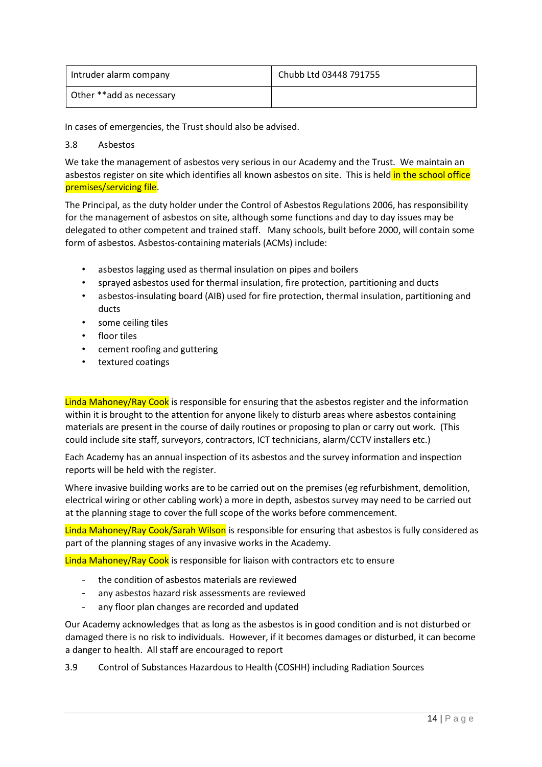| Intruder alarm company | Chubb Ltd 03448 791755 |
|---|---|
| Other **add as necessary | |

In cases of emergencies, the Trust should also be advised.

3.8 Asbestos

We take the management of asbestos very serious in our Academy and the Trust. We maintain an asbestos register on site which identifies all known asbestos on site. This is held in the school office premises/servicing file.

The Principal, as the duty holder under the Control of Asbestos Regulations 2006, has responsibility for the management of asbestos on site, although some functions and day to day issues may be delegated to other competent and trained staff. Many schools, built before 2000, will contain some form of asbestos. Asbestos-containing materials (ACMs) include:

- asbestos lagging used as thermal insulation on pipes and boilers
- sprayed asbestos used for thermal insulation, fire protection, partitioning and ducts
- asbestos-insulating board (AIB) used for fire protection, thermal insulation, partitioning and ducts
- some ceiling tiles
- floor tiles
- cement roofing and guttering
- textured coatings

Linda Mahoney/Ray Cook is responsible for ensuring that the asbestos register and the information within it is brought to the attention for anyone likely to disturb areas where asbestos containing materials are present in the course of daily routines or proposing to plan or carry out work. (This could include site staff, surveyors, contractors, ICT technicians, alarm/CCTV installers etc.)

Each Academy has an annual inspection of its asbestos and the survey information and inspection reports will be held with the register.

Where invasive building works are to be carried out on the premises (eg refurbishment, demolition, electrical wiring or other cabling work) a more in depth, asbestos survey may need to be carried out at the planning stage to cover the full scope of the works before commencement.

Linda Mahoney/Ray Cook/Sarah Wilson is responsible for ensuring that asbestos is fully considered as part of the planning stages of any invasive works in the Academy.

Linda Mahoney/Ray Cook is responsible for liaison with contractors etc to ensure

- the condition of asbestos materials are reviewed
- any asbestos hazard risk assessments are reviewed
- any floor plan changes are recorded and updated

Our Academy acknowledges that as long as the asbestos is in good condition and is not disturbed or damaged there is no risk to individuals. However, if it becomes damages or disturbed, it can become a danger to health. All staff are encouraged to report

3.9 Control of Substances Hazardous to Health (COSHH) including Radiation Sources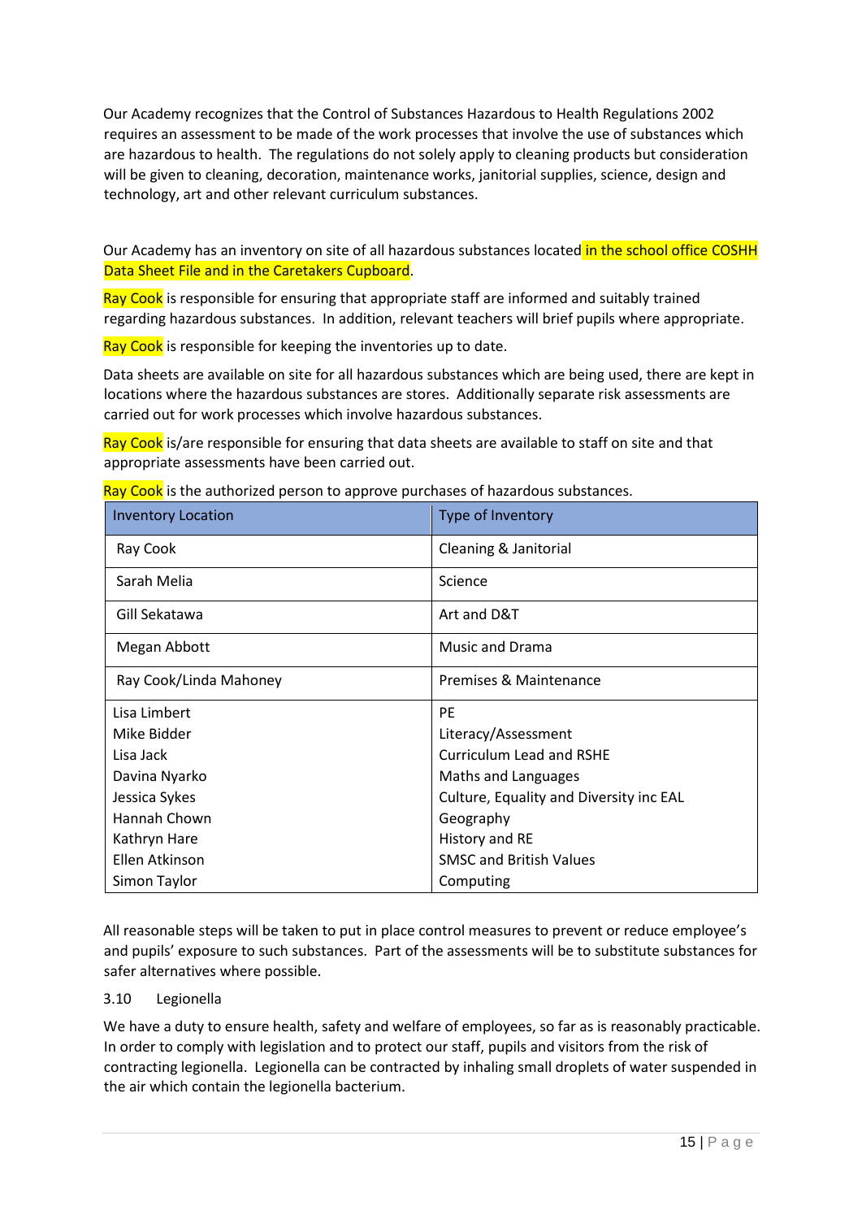Our Academy recognizes that the Control of Substances Hazardous to Health Regulations 2002 requires an assessment to be made of the work processes that involve the use of substances which are hazardous to health. The regulations do not solely apply to cleaning products but consideration will be given to cleaning, decoration, maintenance works, janitorial supplies, science, design and technology, art and other relevant curriculum substances.

Our Academy has an inventory on site of all hazardous substances located in the school office COSHH Data Sheet File and in the Caretakers Cupboard.

Ray Cook is responsible for ensuring that appropriate staff are informed and suitably trained regarding hazardous substances. In addition, relevant teachers will brief pupils where appropriate.

Ray Cook is responsible for keeping the inventories up to date.

Data sheets are available on site for all hazardous substances which are being used, there are kept in locations where the hazardous substances are stores. Additionally separate risk assessments are carried out for work processes which involve hazardous substances.

Ray Cook is/are responsible for ensuring that data sheets are available to staff on site and that appropriate assessments have been carried out.

Ray Cook is the authorized person to approve purchases of hazardous substances.

| Inventory Location | Type of Inventory |
|---|---|
| Ray Cook | Cleaning & Janitorial |
| Sarah Melia | Science |
| Gill Sekatawa | Art and D&T |
| Megan Abbott | Music and Drama |
| Ray Cook/Linda Mahoney | Premises & Maintenance |
| Lisa Limbert<br>Mike Bidder<br>Lisa Jack<br>Davina Nyarko<br>Jessica Sykes<br>Hannah Chown<br>Kathryn Hare<br>Ellen Atkinson<br>Simon Taylor | PE<br>Literacy/Assessment<br>Curriculum Lead and RSHE<br>Maths and Languages<br>Culture, Equality and Diversity inc EAL<br>Geography<br>History and RE<br>SMSC and British Values<br>Computing |

All reasonable steps will be taken to put in place control measures to prevent or reduce employee's and pupils' exposure to such substances. Part of the assessments will be to substitute substances for safer alternatives where possible.

### 3.10 Legionella

We have a duty to ensure health, safety and welfare of employees, so far as is reasonably practicable. In order to comply with legislation and to protect our staff, pupils and visitors from the risk of contracting legionella. Legionella can be contracted by inhaling small droplets of water suspended in the air which contain the legionella bacterium.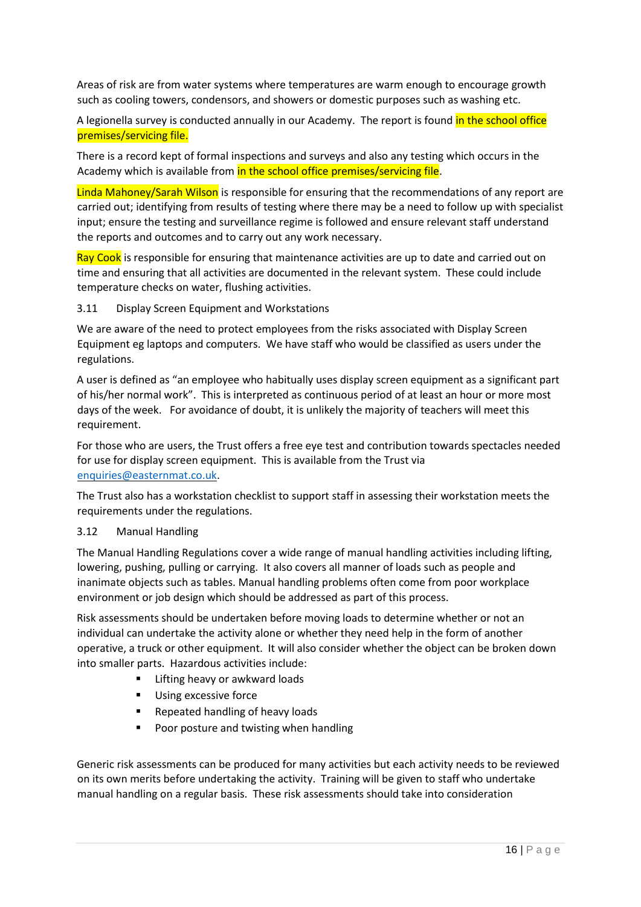Areas of risk are from water systems where temperatures are warm enough to encourage growth such as cooling towers, condensors, and showers or domestic purposes such as washing etc.

A legionella survey is conducted annually in our Academy. The report is found in the school office premises/servicing file.

There is a record kept of formal inspections and surveys and also any testing which occurs in the Academy which is available from in the school office premises/servicing file.

Linda Mahoney/Sarah Wilson is responsible for ensuring that the recommendations of any report are carried out; identifying from results of testing where there may be a need to follow up with specialist input; ensure the testing and surveillance regime is followed and ensure relevant staff understand the reports and outcomes and to carry out any work necessary.

Ray Cook is responsible for ensuring that maintenance activities are up to date and carried out on time and ensuring that all activities are documented in the relevant system. These could include temperature checks on water, flushing activities.

### 3.11 Display Screen Equipment and Workstations

We are aware of the need to protect employees from the risks associated with Display Screen Equipment eg laptops and computers. We have staff who would be classified as users under the regulations.

A user is defined as "an employee who habitually uses display screen equipment as a significant part of his/her normal work". This is interpreted as continuous period of at least an hour or more most days of the week. For avoidance of doubt, it is unlikely the majority of teachers will meet this requirement.

For those who are users, the Trust offers a free eye test and contribution towards spectacles needed for use for display screen equipment. This is available from the Trust via enquiries@easternmat.co.uk.

The Trust also has a workstation checklist to support staff in assessing their workstation meets the requirements under the regulations.

### 3.12 Manual Handling

The Manual Handling Regulations cover a wide range of manual handling activities including lifting, lowering, pushing, pulling or carrying. It also covers all manner of loads such as people and inanimate objects such as tables. Manual handling problems often come from poor workplace environment or job design which should be addressed as part of this process.

Risk assessments should be undertaken before moving loads to determine whether or not an individual can undertake the activity alone or whether they need help in the form of another operative, a truck or other equipment. It will also consider whether the object can be broken down into smaller parts. Hazardous activities include:

- Lifting heavy or awkward loads
- Using excessive force
- Repeated handling of heavy loads
- Poor posture and twisting when handling

Generic risk assessments can be produced for many activities but each activity needs to be reviewed on its own merits before undertaking the activity. Training will be given to staff who undertake manual handling on a regular basis. These risk assessments should take into consideration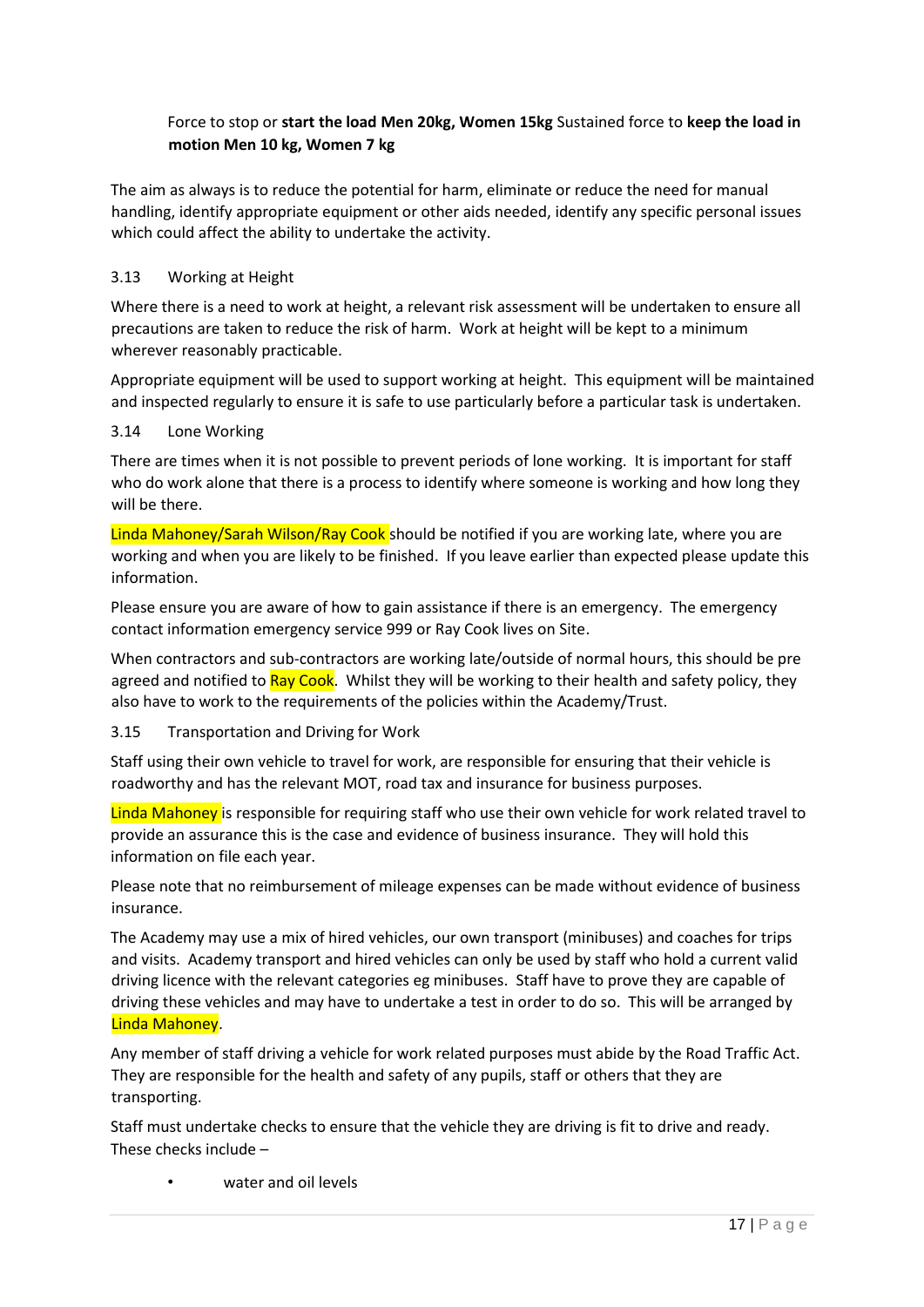Force to stop or **start the load Men 20kg, Women 15kg** Sustained force to **keep the load in motion Men 10 kg, Women 7 kg**

The aim as always is to reduce the potential for harm, eliminate or reduce the need for manual handling, identify appropriate equipment or other aids needed, identify any specific personal issues which could affect the ability to undertake the activity.

### 3.13 Working at Height

Where there is a need to work at height, a relevant risk assessment will be undertaken to ensure all precautions are taken to reduce the risk of harm. Work at height will be kept to a minimum wherever reasonably practicable.

Appropriate equipment will be used to support working at height. This equipment will be maintained and inspected regularly to ensure it is safe to use particularly before a particular task is undertaken.

### 3.14 Lone Working

There are times when it is not possible to prevent periods of lone working. It is important for staff who do work alone that there is a process to identify where someone is working and how long they will be there.

Linda Mahoney/Sarah Wilson/Ray Cook should be notified if you are working late, where you are working and when you are likely to be finished. If you leave earlier than expected please update this information.

Please ensure you are aware of how to gain assistance if there is an emergency. The emergency contact information emergency service 999 or Ray Cook lives on Site.

When contractors and sub-contractors are working late/outside of normal hours, this should be pre agreed and notified to Ray Cook. Whilst they will be working to their health and safety policy, they also have to work to the requirements of the policies within the Academy/Trust.

### 3.15 Transportation and Driving for Work

Staff using their own vehicle to travel for work, are responsible for ensuring that their vehicle is roadworthy and has the relevant MOT, road tax and insurance for business purposes.

Linda Mahoney is responsible for requiring staff who use their own vehicle for work related travel to provide an assurance this is the case and evidence of business insurance. They will hold this information on file each year.

Please note that no reimbursement of mileage expenses can be made without evidence of business insurance.

The Academy may use a mix of hired vehicles, our own transport (minibuses) and coaches for trips and visits. Academy transport and hired vehicles can only be used by staff who hold a current valid driving licence with the relevant categories eg minibuses. Staff have to prove they are capable of driving these vehicles and may have to undertake a test in order to do so. This will be arranged by Linda Mahoney.

Any member of staff driving a vehicle for work related purposes must abide by the Road Traffic Act. They are responsible for the health and safety of any pupils, staff or others that they are transporting.

Staff must undertake checks to ensure that the vehicle they are driving is fit to drive and ready. These checks include –

- water and oil levels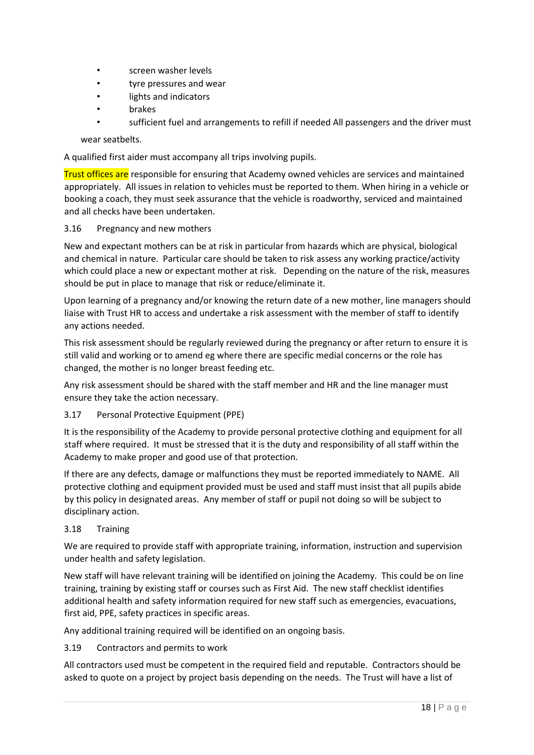- screen washer levels
- tyre pressures and wear
- lights and indicators
- brakes
- sufficient fuel and arrangements to refill if needed All passengers and the driver must wear seatbelts.

A qualified first aider must accompany all trips involving pupils.

Trust offices are responsible for ensuring that Academy owned vehicles are services and maintained appropriately. All issues in relation to vehicles must be reported to them. When hiring in a vehicle or booking a coach, they must seek assurance that the vehicle is roadworthy, serviced and maintained and all checks have been undertaken.

### 3.16 Pregnancy and new mothers

New and expectant mothers can be at risk in particular from hazards which are physical, biological and chemical in nature. Particular care should be taken to risk assess any working practice/activity which could place a new or expectant mother at risk. Depending on the nature of the risk, measures should be put in place to manage that risk or reduce/eliminate it.

Upon learning of a pregnancy and/or knowing the return date of a new mother, line managers should liaise with Trust HR to access and undertake a risk assessment with the member of staff to identify any actions needed.

This risk assessment should be regularly reviewed during the pregnancy or after return to ensure it is still valid and working or to amend eg where there are specific medial concerns or the role has changed, the mother is no longer breast feeding etc.

Any risk assessment should be shared with the staff member and HR and the line manager must ensure they take the action necessary.

### 3.17 Personal Protective Equipment (PPE)

It is the responsibility of the Academy to provide personal protective clothing and equipment for all staff where required. It must be stressed that it is the duty and responsibility of all staff within the Academy to make proper and good use of that protection.

If there are any defects, damage or malfunctions they must be reported immediately to NAME. All protective clothing and equipment provided must be used and staff must insist that all pupils abide by this policy in designated areas. Any member of staff or pupil not doing so will be subject to disciplinary action.

### 3.18 Training

We are required to provide staff with appropriate training, information, instruction and supervision under health and safety legislation.

New staff will have relevant training will be identified on joining the Academy. This could be on line training, training by existing staff or courses such as First Aid. The new staff checklist identifies additional health and safety information required for new staff such as emergencies, evacuations, first aid, PPE, safety practices in specific areas.

Any additional training required will be identified on an ongoing basis.

### 3.19 Contractors and permits to work

All contractors used must be competent in the required field and reputable. Contractors should be asked to quote on a project by project basis depending on the needs. The Trust will have a list of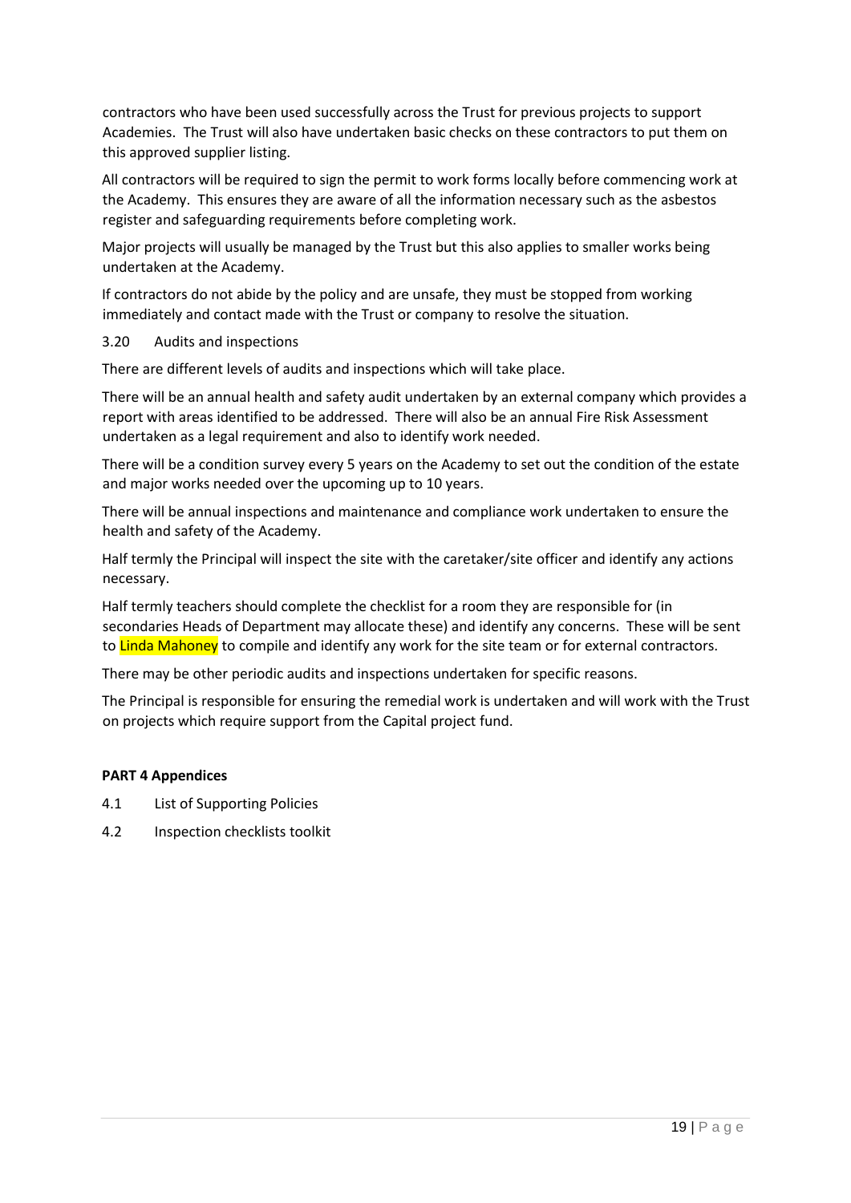contractors who have been used successfully across the Trust for previous projects to support Academies. The Trust will also have undertaken basic checks on these contractors to put them on this approved supplier listing.

All contractors will be required to sign the permit to work forms locally before commencing work at the Academy. This ensures they are aware of all the information necessary such as the asbestos register and safeguarding requirements before completing work.

Major projects will usually be managed by the Trust but this also applies to smaller works being undertaken at the Academy.

If contractors do not abide by the policy and are unsafe, they must be stopped from working immediately and contact made with the Trust or company to resolve the situation.

3.20 Audits and inspections

There are different levels of audits and inspections which will take place.

There will be an annual health and safety audit undertaken by an external company which provides a report with areas identified to be addressed. There will also be an annual Fire Risk Assessment undertaken as a legal requirement and also to identify work needed.

There will be a condition survey every 5 years on the Academy to set out the condition of the estate and major works needed over the upcoming up to 10 years.

There will be annual inspections and maintenance and compliance work undertaken to ensure the health and safety of the Academy.

Half termly the Principal will inspect the site with the caretaker/site officer and identify any actions necessary.

Half termly teachers should complete the checklist for a room they are responsible for (in secondaries Heads of Department may allocate these) and identify any concerns. These will be sent to Linda Mahoney to compile and identify any work for the site team or for external contractors.

There may be other periodic audits and inspections undertaken for specific reasons.

The Principal is responsible for ensuring the remedial work is undertaken and will work with the Trust on projects which require support from the Capital project fund.

**PART 4 Appendices**

4.1 List of Supporting Policies

4.2 Inspection checklists toolkit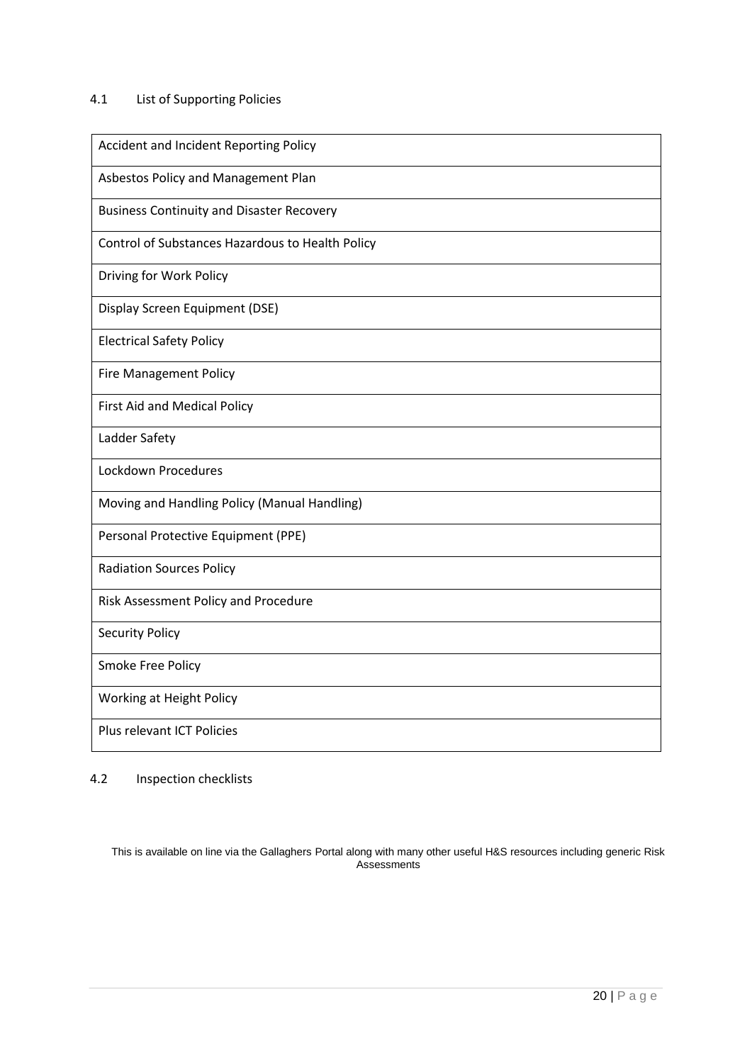### 4.1 List of Supporting Policies

| Accident and Incident Reporting Policy |
|---|
| Asbestos Policy and Management Plan |
| Business Continuity and Disaster Recovery |
| Control of Substances Hazardous to Health Policy |
| Driving for Work Policy |
| Display Screen Equipment (DSE) |
| Electrical Safety Policy |
| Fire Management Policy |
| First Aid and Medical Policy |
| Ladder Safety |
| Lockdown Procedures |
| Moving and Handling Policy (Manual Handling) |
| Personal Protective Equipment (PPE) |
| Radiation Sources Policy |
| Risk Assessment Policy and Procedure |
| Security Policy |
| Smoke Free Policy |
| Working at Height Policy |
| Plus relevant ICT Policies |

### 4.2 Inspection checklists

This is available on line via the Gallaghers Portal along with many other useful H&S resources including generic Risk Assessments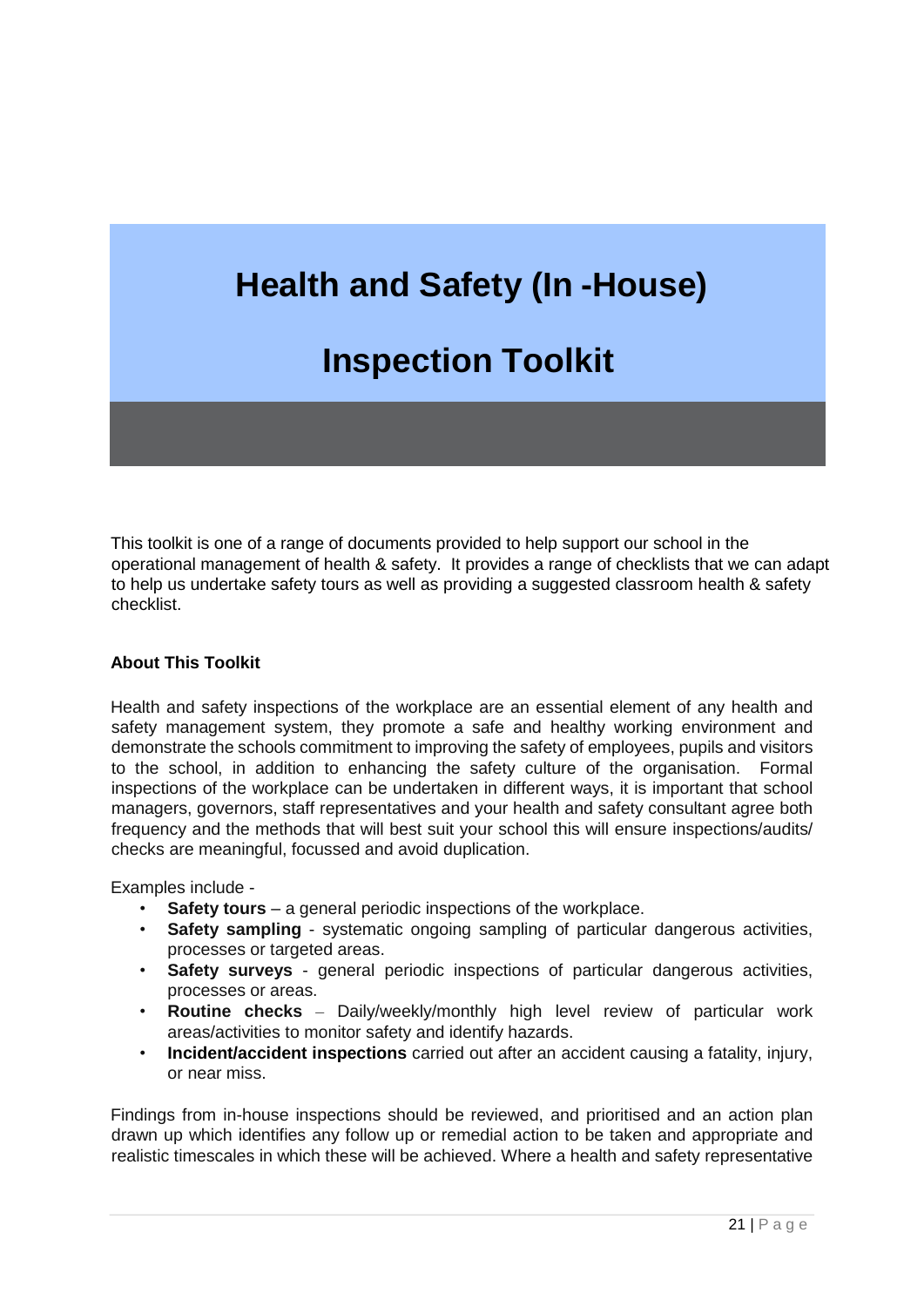# Health and Safety (In -House)

# Inspection Toolkit

This toolkit is one of a range of documents provided to help support our school in the operational management of health & safety. It provides a range of checklists that we can adapt to help us undertake safety tours as well as providing a suggested classroom health & safety checklist.

**About This Toolkit**

Health and safety inspections of the workplace are an essential element of any health and safety management system, they promote a safe and healthy working environment and demonstrate the schools commitment to improving the safety of employees, pupils and visitors to the school, in addition to enhancing the safety culture of the organisation. Formal inspections of the workplace can be undertaken in different ways, it is important that school managers, governors, staff representatives and your health and safety consultant agree both frequency and the methods that will best suit your school this will ensure inspections/audits/ checks are meaningful, focussed and avoid duplication.

Examples include -

- **Safety tours** – a general periodic inspections of the workplace.
- **Safety sampling** - systematic ongoing sampling of particular dangerous activities, processes or targeted areas.
- **Safety surveys** - general periodic inspections of particular dangerous activities, processes or areas.
- **Routine checks** – Daily/weekly/monthly high level review of particular work areas/activities to monitor safety and identify hazards.
- **Incident/accident inspections** carried out after an accident causing a fatality, injury, or near miss.

Findings from in-house inspections should be reviewed, and prioritised and an action plan drawn up which identifies any follow up or remedial action to be taken and appropriate and realistic timescales in which these will be achieved. Where a health and safety representative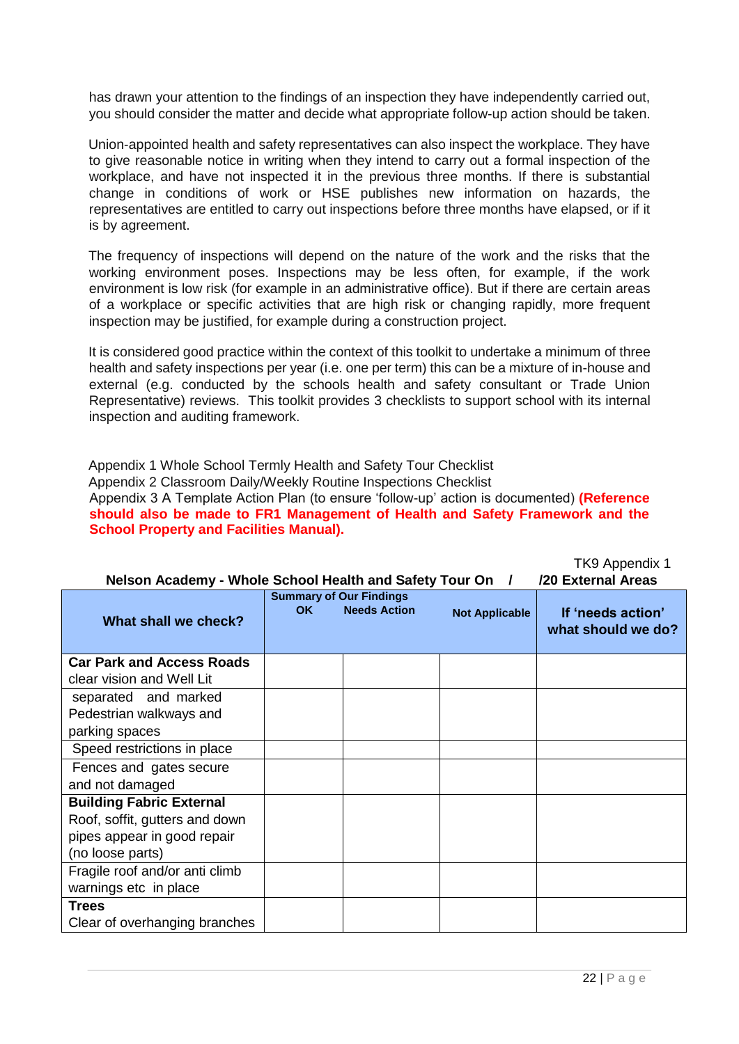has drawn your attention to the findings of an inspection they have independently carried out, you should consider the matter and decide what appropriate follow-up action should be taken.

Union-appointed health and safety representatives can also inspect the workplace. They have to give reasonable notice in writing when they intend to carry out a formal inspection of the workplace, and have not inspected it in the previous three months. If there is substantial change in conditions of work or HSE publishes new information on hazards, the representatives are entitled to carry out inspections before three months have elapsed, or if it is by agreement.

The frequency of inspections will depend on the nature of the work and the risks that the working environment poses. Inspections may be less often, for example, if the work environment is low risk (for example in an administrative office). But if there are certain areas of a workplace or specific activities that are high risk or changing rapidly, more frequent inspection may be justified, for example during a construction project.

It is considered good practice within the context of this toolkit to undertake a minimum of three health and safety inspections per year (i.e. one per term) this can be a mixture of in-house and external (e.g. conducted by the schools health and safety consultant or Trade Union Representative) reviews. This toolkit provides 3 checklists to support school with its internal inspection and auditing framework.

Appendix 1 Whole School Termly Health and Safety Tour Checklist
Appendix 2 Classroom Daily/Weekly Routine Inspections Checklist
Appendix 3 A Template Action Plan (to ensure 'follow-up' action is documented) **(Reference should also be made to FR1 Management of Health and Safety Framework and the School Property and Facilities Manual).**

TK9 Appendix 1

**Nelson Academy - Whole School Health and Safety Tour On / /20 External Areas**

| What shall we check? | Summary of Our Findings OK | Needs Action | Not Applicable | If 'needs action' what should we do? |
|---|---|---|---|---|
| **Car Park and Access Roads** clear vision and Well Lit | | | | |
| separated and marked Pedestrian walkways and parking spaces | | | | |
| Speed restrictions in place | | | | |
| Fences and gates secure and not damaged | | | | |
| **Building Fabric External** Roof, soffit, gutters and down pipes appear in good repair (no loose parts) | | | | |
| Fragile roof and/or anti climb warnings etc in place | | | | |
| **Trees** Clear of overhanging branches | | | | |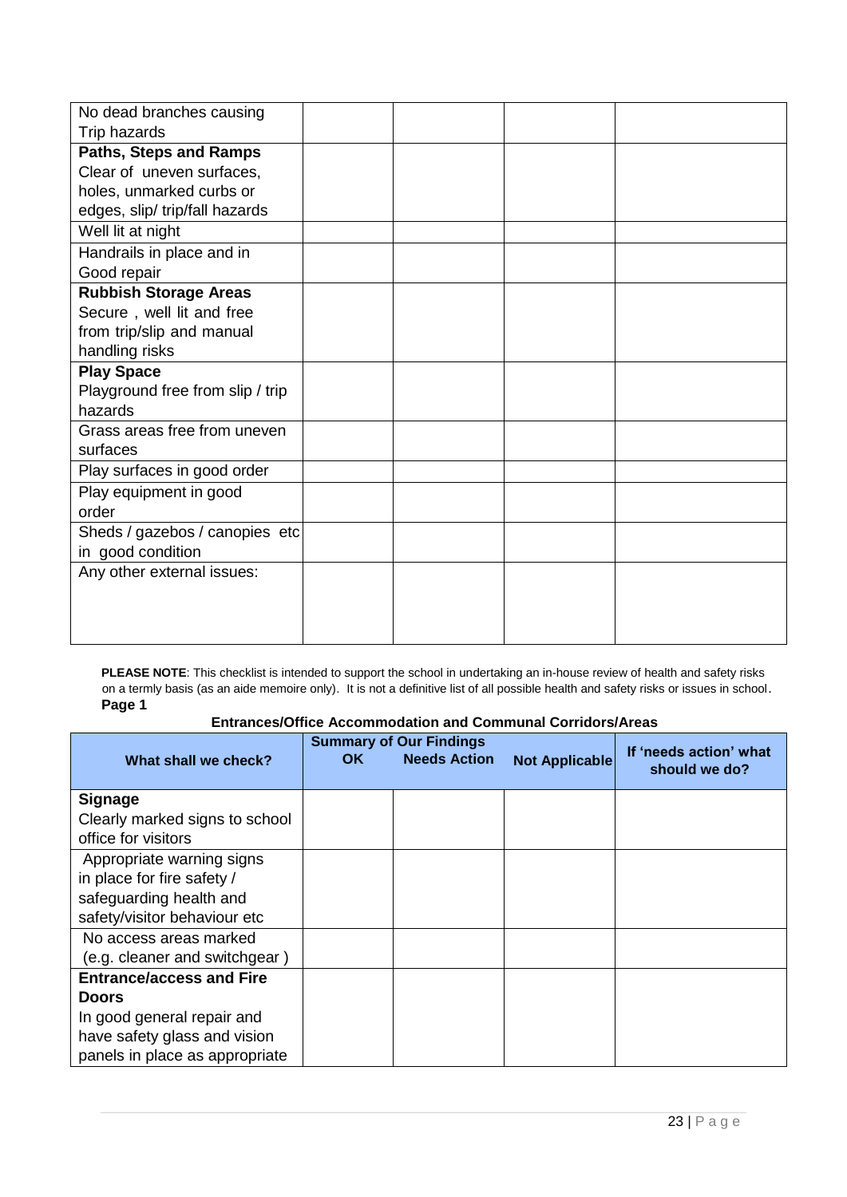| | | | | |
|---|---|---|---|---|
| No dead branches causing Trip hazards | | | | |
| **Paths, Steps and Ramps** Clear of uneven surfaces, holes, unmarked curbs or edges, slip/ trip/fall hazards | | | | |
| Well lit at night | | | | |
| Handrails in place and in Good repair | | | | |
| **Rubbish Storage Areas** Secure , well lit and free from trip/slip and manual handling risks | | | | |
| **Play Space** Playground free from slip / trip hazards | | | | |
| Grass areas free from uneven surfaces | | | | |
| Play surfaces in good order | | | | |
| Play equipment in good order | | | | |
| Sheds / gazebos / canopies etc in good condition | | | | |
| Any other external issues: | | | | |

**PLEASE NOTE**: This checklist is intended to support the school in undertaking an in-house review of health and safety risks on a termly basis (as an aide memoire only). It is not a definitive list of all possible health and safety risks or issues in school.

**Page 1**

**Entrances/Office Accommodation and Communal Corridors/Areas**

| What shall we check? | Summary of Our Findings OK | Needs Action | Not Applicable | If 'needs action' what should we do? |
|---|---|---|---|---|
| **Signage** Clearly marked signs to school office for visitors | | | | |
| Appropriate warning signs in place for fire safety / safeguarding health and safety/visitor behaviour etc | | | | |
| No access areas marked (e.g. cleaner and switchgear ) | | | | |
| **Entrance/access and Fire Doors** In good general repair and have safety glass and vision panels in place as appropriate | | | | |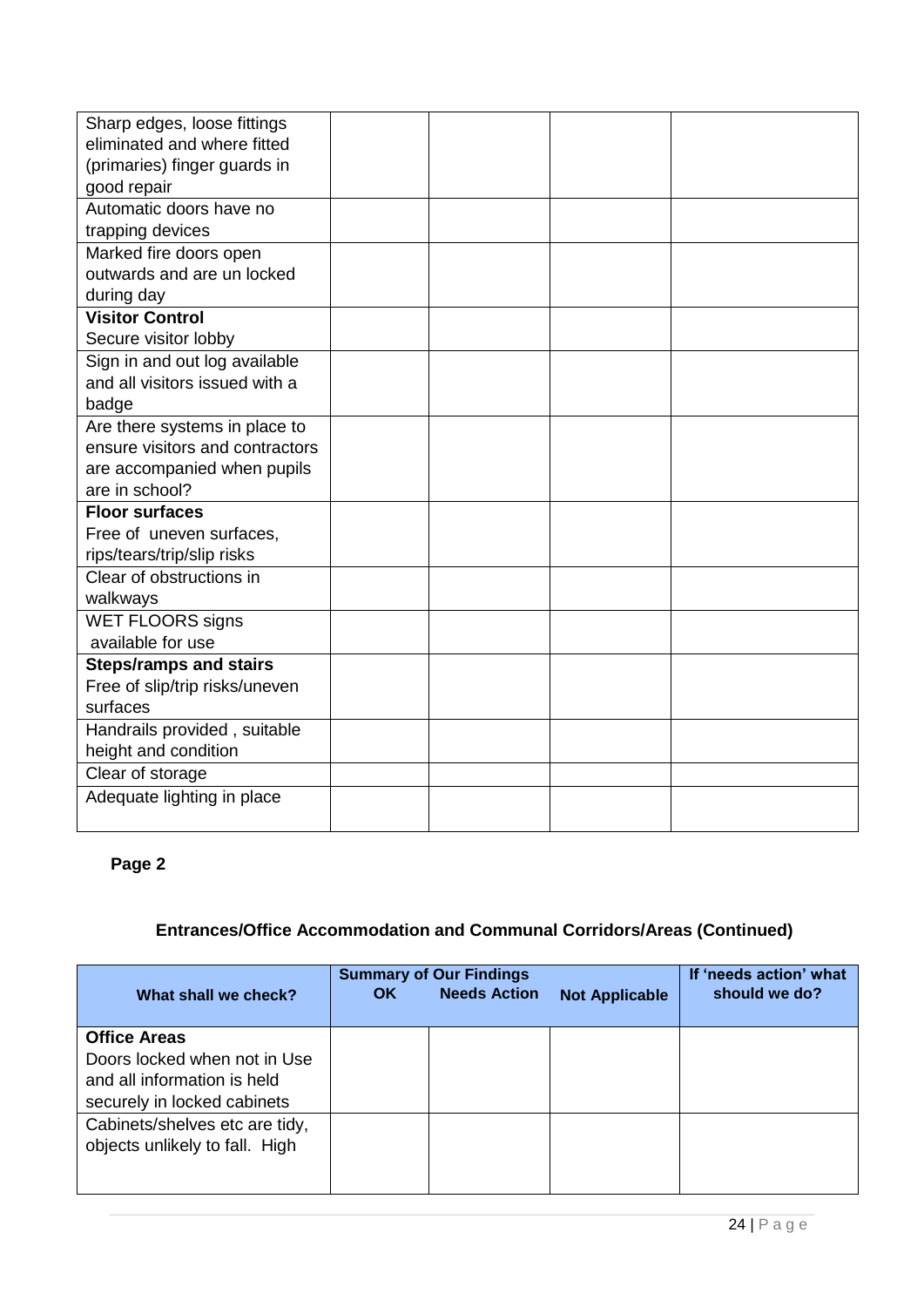| | | | | |
|---|---|---|---|---|
| Sharp edges, loose fittings eliminated and where fitted (primaries) finger guards in good repair | | | | |
| Automatic doors have no trapping devices | | | | |
| Marked fire doors open outwards and are un locked during day | | | | |
| **Visitor Control** Secure visitor lobby | | | | |
| Sign in and out log available and all visitors issued with a badge | | | | |
| Are there systems in place to ensure visitors and contractors are accompanied when pupils are in school? | | | | |
| **Floor surfaces** Free of uneven surfaces, rips/tears/trip/slip risks | | | | |
| Clear of obstructions in walkways | | | | |
| WET FLOORS signs available for use | | | | |
| **Steps/ramps and stairs** Free of slip/trip risks/uneven surfaces | | | | |
| Handrails provided , suitable height and condition | | | | |
| Clear of storage | | | | |
| Adequate lighting in place | | | | |

**Page 2**

### Entrances/Office Accommodation and Communal Corridors/Areas (Continued)

| What shall we check? | Summary of Our Findings OK | Needs Action | Not Applicable | If 'needs action' what should we do? |
|---|---|---|---|---|
| **Office Areas** Doors locked when not in Use and all information is held securely in locked cabinets | | | | |
| Cabinets/shelves etc are tidy, objects unlikely to fall. High | | | | |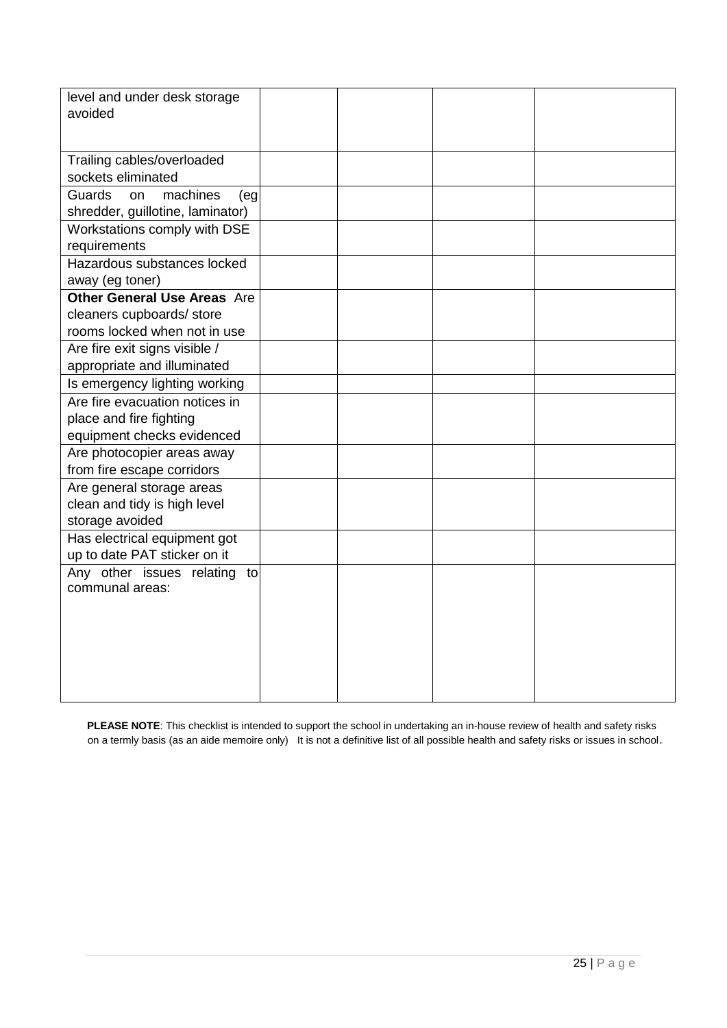| | | | | |
|---|---|---|---|---|
| level and under desk storage avoided | | | | |
| Trailing cables/overloaded sockets eliminated | | | | |
| Guards on machines (eg shredder, guillotine, laminator) | | | | |
| Workstations comply with DSE requirements | | | | |
| Hazardous substances locked away (eg toner) | | | | |
| **Other General Use Areas** Are cleaners cupboards/ store rooms locked when not in use | | | | |
| Are fire exit signs visible / appropriate and illuminated | | | | |
| Is emergency lighting working | | | | |
| Are fire evacuation notices in place and fire fighting equipment checks evidenced | | | | |
| Are photocopier areas away from fire escape corridors | | | | |
| Are general storage areas clean and tidy is high level storage avoided | | | | |
| Has electrical equipment got up to date PAT sticker on it | | | | |
| Any other issues relating to communal areas: | | | | |

**PLEASE NOTE**: This checklist is intended to support the school in undertaking an in-house review of health and safety risks on a termly basis (as an aide memoire only) It is not a definitive list of all possible health and safety risks or issues in school.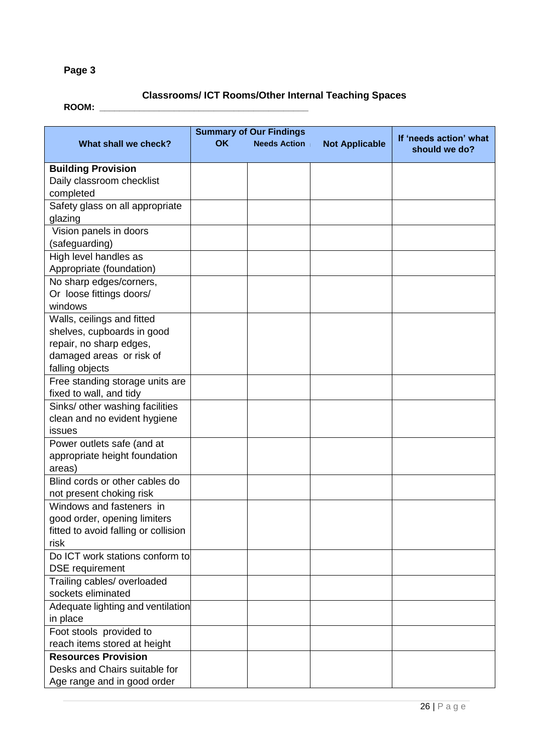**Page 3**

## Classrooms/ ICT Rooms/Other Internal Teaching Spaces

**ROOM:** ________________________________________

| What shall we check? | Summary of Our Findings OK | Needs Action | Not Applicable | If 'needs action' what should we do? |
|---|---|---|---|---|
| **Building Provision** Daily classroom checklist completed | | | | |
| Safety glass on all appropriate glazing | | | | |
| Vision panels in doors (safeguarding) | | | | |
| High level handles as Appropriate (foundation) | | | | |
| No sharp edges/corners, Or loose fittings doors/ windows | | | | |
| Walls, ceilings and fitted shelves, cupboards in good repair, no sharp edges, damaged areas or risk of falling objects | | | | |
| Free standing storage units are fixed to wall, and tidy | | | | |
| Sinks/ other washing facilities clean and no evident hygiene issues | | | | |
| Power outlets safe (and at appropriate height foundation areas) | | | | |
| Blind cords or other cables do not present choking risk | | | | |
| Windows and fasteners in good order, opening limiters fitted to avoid falling or collision risk | | | | |
| Do ICT work stations conform to DSE requirement | | | | |
| Trailing cables/ overloaded sockets eliminated | | | | |
| Adequate lighting and ventilation in place | | | | |
| Foot stools provided to reach items stored at height | | | | |
| **Resources Provision** Desks and Chairs suitable for Age range and in good order | | | | |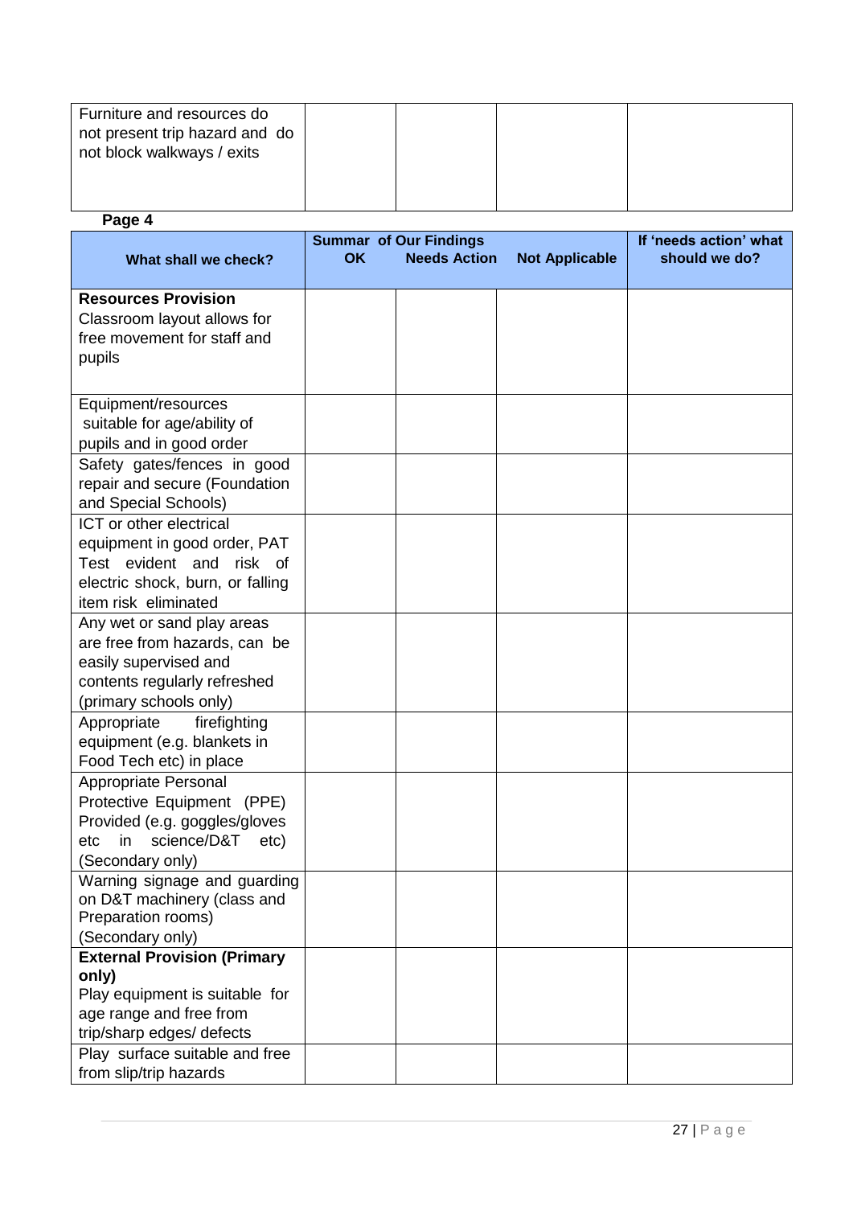| Furniture and resources do not present trip hazard and do not block walkways / exits | | | | |
|---|---|---|---|---|

**Page 4**

| What shall we check? | Summar of Our Findings OK | Needs Action | Not Applicable | If 'needs action' what should we do? |
|---|---|---|---|---|
| **Resources Provision** Classroom layout allows for free movement for staff and pupils | | | | |
| Equipment/resources suitable for age/ability of pupils and in good order | | | | |
| Safety gates/fences in good repair and secure (Foundation and Special Schools) | | | | |
| ICT or other electrical equipment in good order, PAT Test evident and risk of electric shock, burn, or falling item risk eliminated | | | | |
| Any wet or sand play areas are free from hazards, can be easily supervised and contents regularly refreshed (primary schools only) | | | | |
| Appropriate firefighting equipment (e.g. blankets in Food Tech etc) in place | | | | |
| Appropriate Personal Protective Equipment (PPE) Provided (e.g. goggles/gloves etc in science/D&T etc) (Secondary only) | | | | |
| Warning signage and guarding on D&T machinery (class and Preparation rooms) (Secondary only) | | | | |
| **External Provision (Primary only)** Play equipment is suitable for age range and free from trip/sharp edges/ defects | | | | |
| Play surface suitable and free from slip/trip hazards | | | | |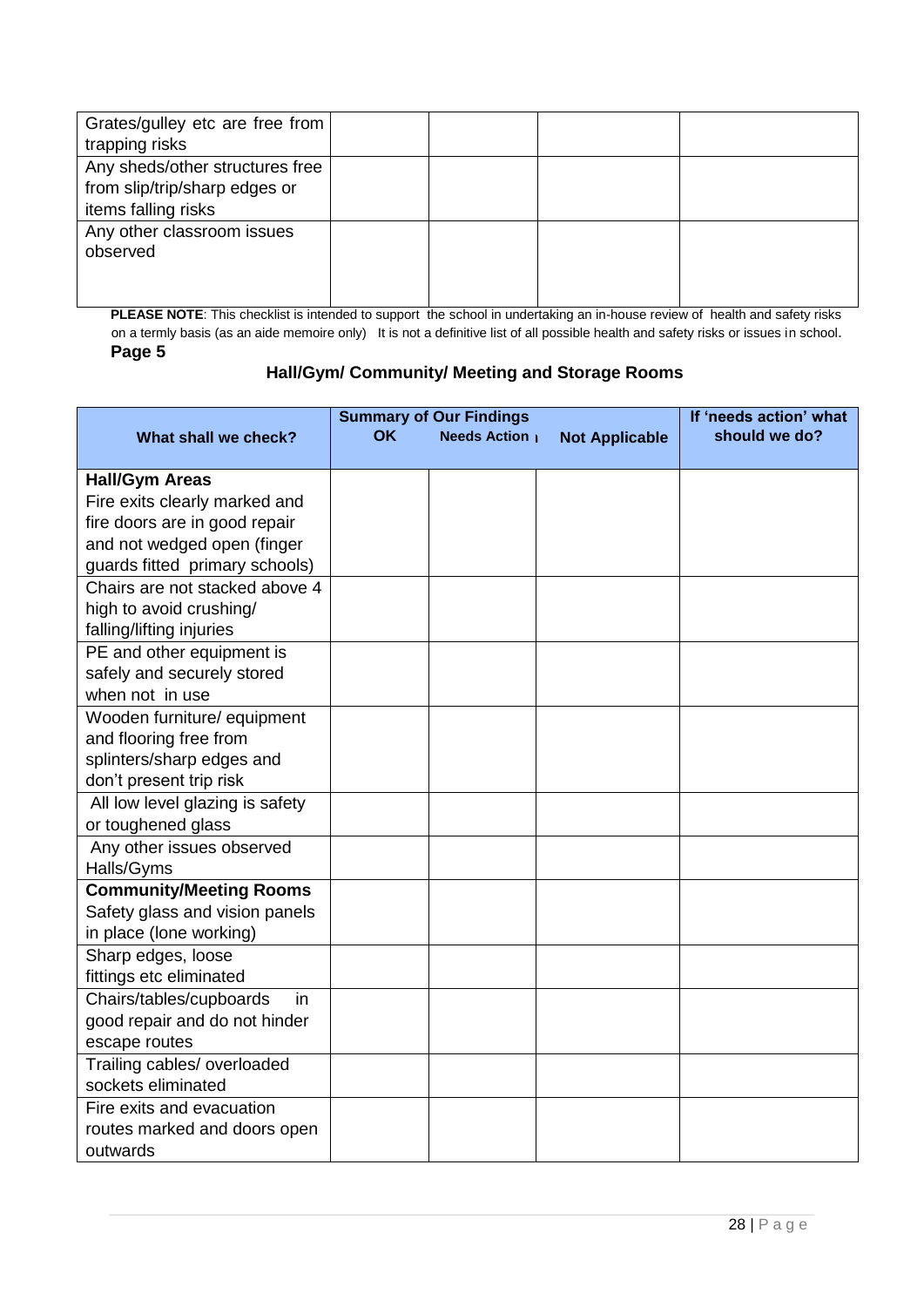| | | | | |
|---|---|---|---|---|
| Grates/gulley etc are free from trapping risks | | | | |
| Any sheds/other structures free from slip/trip/sharp edges or items falling risks | | | | |
| Any other classroom issues observed | | | | |

**PLEASE NOTE**: This checklist is intended to support the school in undertaking an in-house review of health and safety risks on a termly basis (as an aide memoire only) It is not a definitive list of all possible health and safety risks or issues in school.

**Page 5**

## Hall/Gym/ Community/ Meeting and Storage Rooms

| What shall we check? | Summary of Our Findings OK | Needs Action | Not Applicable | If 'needs action' what should we do? |
|---|---|---|---|---|
| **Hall/Gym Areas** Fire exits clearly marked and fire doors are in good repair and not wedged open (finger guards fitted primary schools) | | | | |
| Chairs are not stacked above 4 high to avoid crushing/ falling/lifting injuries | | | | |
| PE and other equipment is safely and securely stored when not in use | | | | |
| Wooden furniture/ equipment and flooring free from splinters/sharp edges and don't present trip risk | | | | |
| All low level glazing is safety or toughened glass | | | | |
| Any other issues observed Halls/Gyms | | | | |
| **Community/Meeting Rooms** Safety glass and vision panels in place (lone working) | | | | |
| Sharp edges, loose fittings etc eliminated | | | | |
| Chairs/tables/cupboards in good repair and do not hinder escape routes | | | | |
| Trailing cables/ overloaded sockets eliminated | | | | |
| Fire exits and evacuation routes marked and doors open outwards | | | | |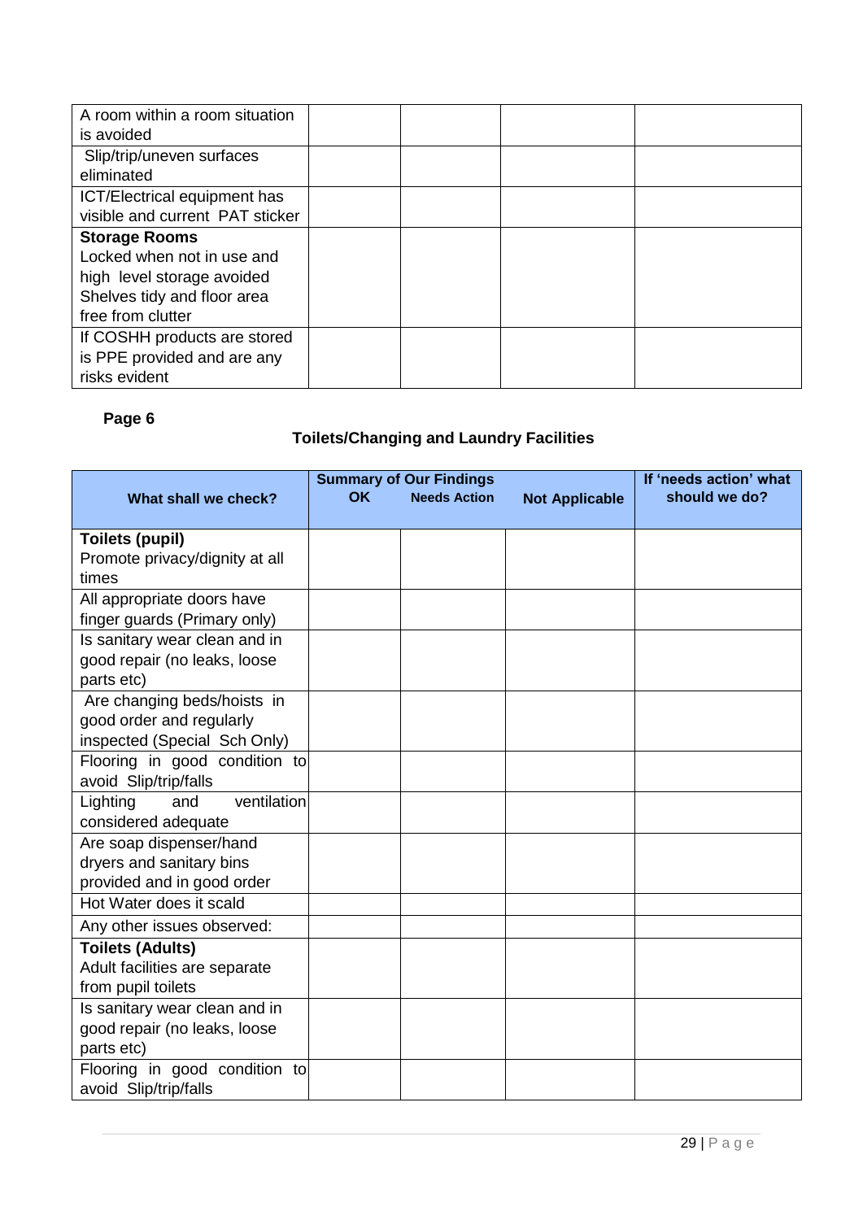| | | | | |
|---|---|---|---|---|
| A room within a room situation is avoided | | | | |
| Slip/trip/uneven surfaces eliminated | | | | |
| ICT/Electrical equipment has visible and current PAT sticker | | | | |
| **Storage Rooms** Locked when not in use and high level storage avoided Shelves tidy and floor area free from clutter | | | | |
| If COSHH products are stored is PPE provided and are any risks evident | | | | |

**Page 6**

### Toilets/Changing and Laundry Facilities

| What shall we check? | Summary of Our Findings OK | Needs Action | Not Applicable | If 'needs action' what should we do? |
|---|---|---|---|---|
| **Toilets (pupil)** Promote privacy/dignity at all times | | | | |
| All appropriate doors have finger guards (Primary only) | | | | |
| Is sanitary wear clean and in good repair (no leaks, loose parts etc) | | | | |
| Are changing beds/hoists in good order and regularly inspected (Special Sch Only) | | | | |
| Flooring in good condition to avoid Slip/trip/falls | | | | |
| Lighting and ventilation considered adequate | | | | |
| Are soap dispenser/hand dryers and sanitary bins provided and in good order | | | | |
| Hot Water does it scald | | | | |
| Any other issues observed: | | | | |
| **Toilets (Adults)** Adult facilities are separate from pupil toilets | | | | |
| Is sanitary wear clean and in good repair (no leaks, loose parts etc) | | | | |
| Flooring in good condition to avoid Slip/trip/falls | | | | |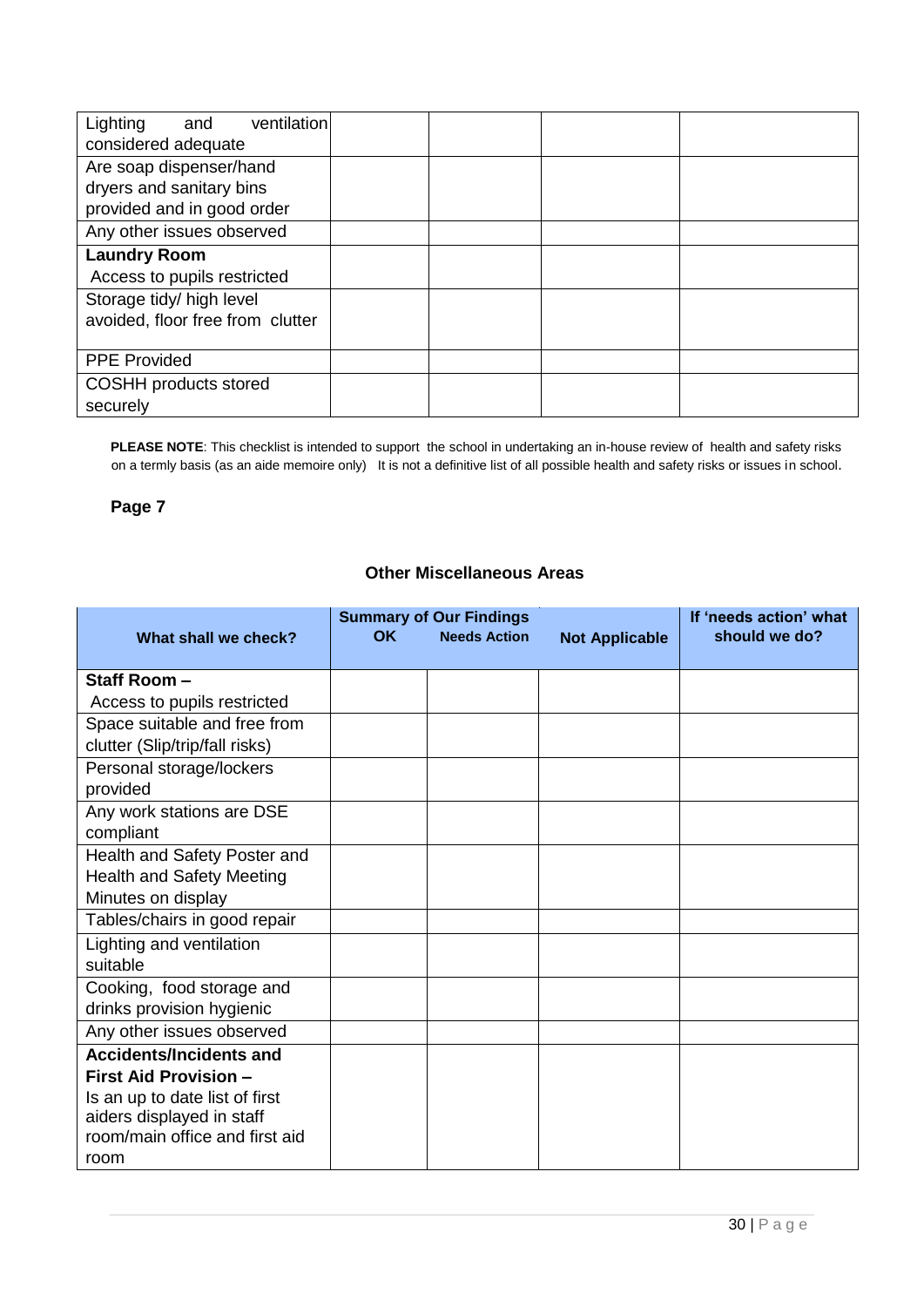| | | | | |
|---|---|---|---|---|
| Lighting and ventilation considered adequate | | | | |
| Are soap dispenser/hand dryers and sanitary bins provided and in good order | | | | |
| Any other issues observed | | | | |
| **Laundry Room** Access to pupils restricted | | | | |
| Storage tidy/ high level avoided, floor free from clutter | | | | |
| PPE Provided | | | | |
| COSHH products stored securely | | | | |

**PLEASE NOTE**: This checklist is intended to support the school in undertaking an in-house review of health and safety risks on a termly basis (as an aide memoire only) It is not a definitive list of all possible health and safety risks or issues in school.

**Page 7**

### Other Miscellaneous Areas

| What shall we check? | Summary of Our Findings OK | Needs Action | Not Applicable | If 'needs action' what should we do? |
|---|---|---|---|---|
| **Staff Room –** Access to pupils restricted | | | | |
| Space suitable and free from clutter (Slip/trip/fall risks) | | | | |
| Personal storage/lockers provided | | | | |
| Any work stations are DSE compliant | | | | |
| Health and Safety Poster and Health and Safety Meeting Minutes on display | | | | |
| Tables/chairs in good repair | | | | |
| Lighting and ventilation suitable | | | | |
| Cooking, food storage and drinks provision hygienic | | | | |
| Any other issues observed | | | | |
| **Accidents/Incidents and First Aid Provision –** Is an up to date list of first aiders displayed in staff room/main office and first aid room | | | | |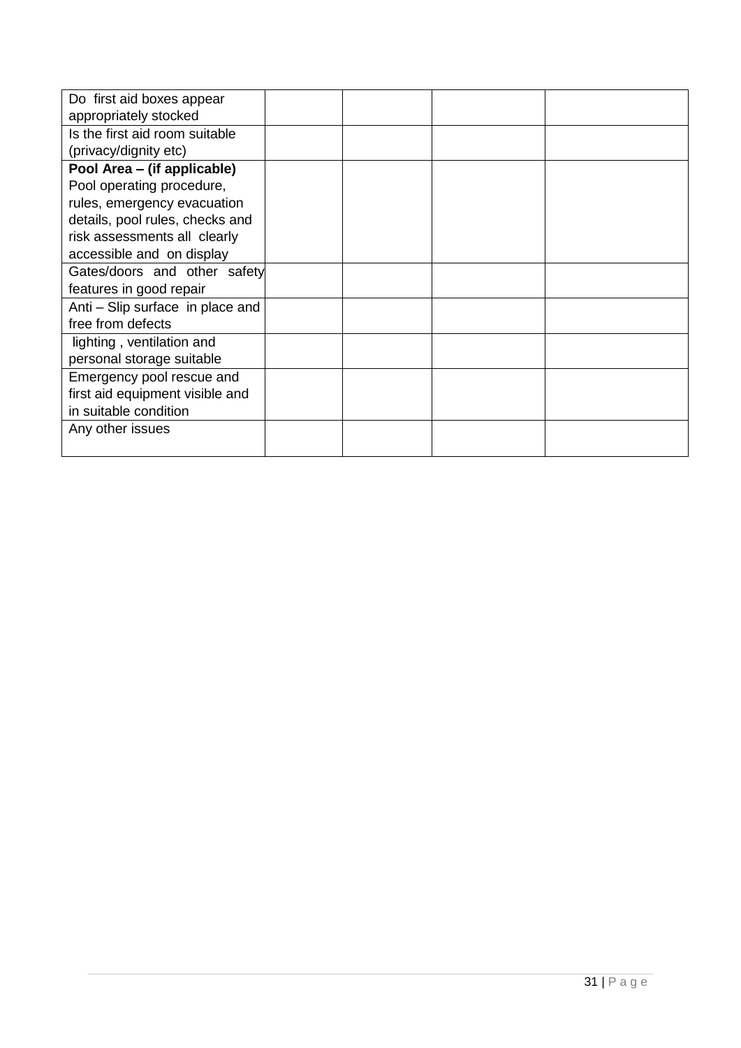| | | | | |
|---|---|---|---|---|
| Do first aid boxes appear appropriately stocked | | | | |
| Is the first aid room suitable (privacy/dignity etc) | | | | |
| **Pool Area – (if applicable)** Pool operating procedure, rules, emergency evacuation details, pool rules, checks and risk assessments all clearly accessible and on display | | | | |
| Gates/doors and other safety features in good repair | | | | |
| Anti – Slip surface in place and free from defects | | | | |
| lighting , ventilation and personal storage suitable | | | | |
| Emergency pool rescue and first aid equipment visible and in suitable condition | | | | |
| Any other issues | | | | |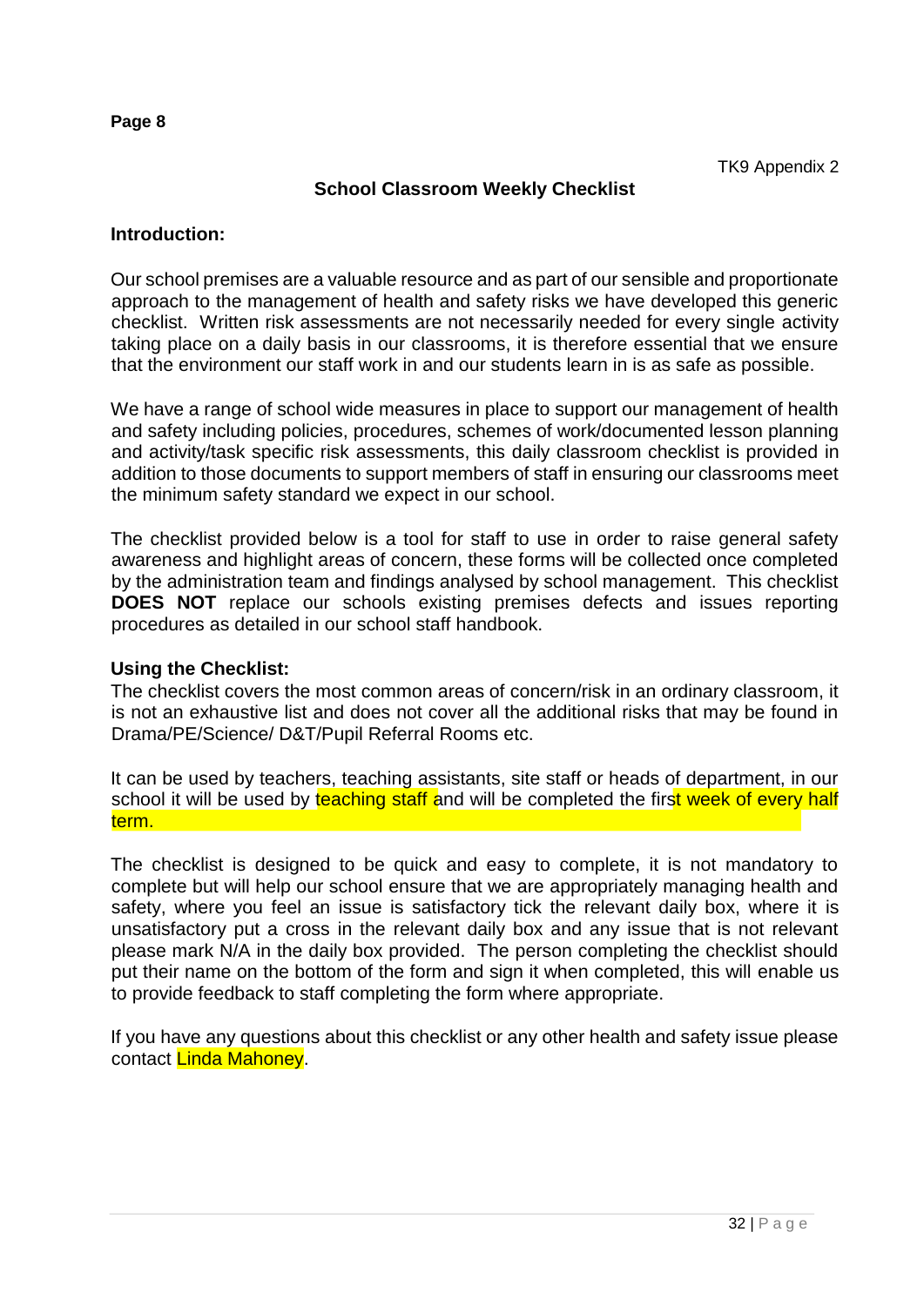**Page 8**

TK9 Appendix 2

## School Classroom Weekly Checklist

### Introduction:

Our school premises are a valuable resource and as part of our sensible and proportionate approach to the management of health and safety risks we have developed this generic checklist. Written risk assessments are not necessarily needed for every single activity taking place on a daily basis in our classrooms, it is therefore essential that we ensure that the environment our staff work in and our students learn in is as safe as possible.

We have a range of school wide measures in place to support our management of health and safety including policies, procedures, schemes of work/documented lesson planning and activity/task specific risk assessments, this daily classroom checklist is provided in addition to those documents to support members of staff in ensuring our classrooms meet the minimum safety standard we expect in our school.

The checklist provided below is a tool for staff to use in order to raise general safety awareness and highlight areas of concern, these forms will be collected once completed by the administration team and findings analysed by school management. This checklist **DOES NOT** replace our schools existing premises defects and issues reporting procedures as detailed in our school staff handbook.

### Using the Checklist:

The checklist covers the most common areas of concern/risk in an ordinary classroom, it is not an exhaustive list and does not cover all the additional risks that may be found in Drama/PE/Science/ D&T/Pupil Referral Rooms etc.

It can be used by teachers, teaching assistants, site staff or heads of department, in our school it will be used by teaching staff and will be completed the first week of every half term.

The checklist is designed to be quick and easy to complete, it is not mandatory to complete but will help our school ensure that we are appropriately managing health and safety, where you feel an issue is satisfactory tick the relevant daily box, where it is unsatisfactory put a cross in the relevant daily box and any issue that is not relevant please mark N/A in the daily box provided. The person completing the checklist should put their name on the bottom of the form and sign it when completed, this will enable us to provide feedback to staff completing the form where appropriate.

If you have any questions about this checklist or any other health and safety issue please contact Linda Mahoney.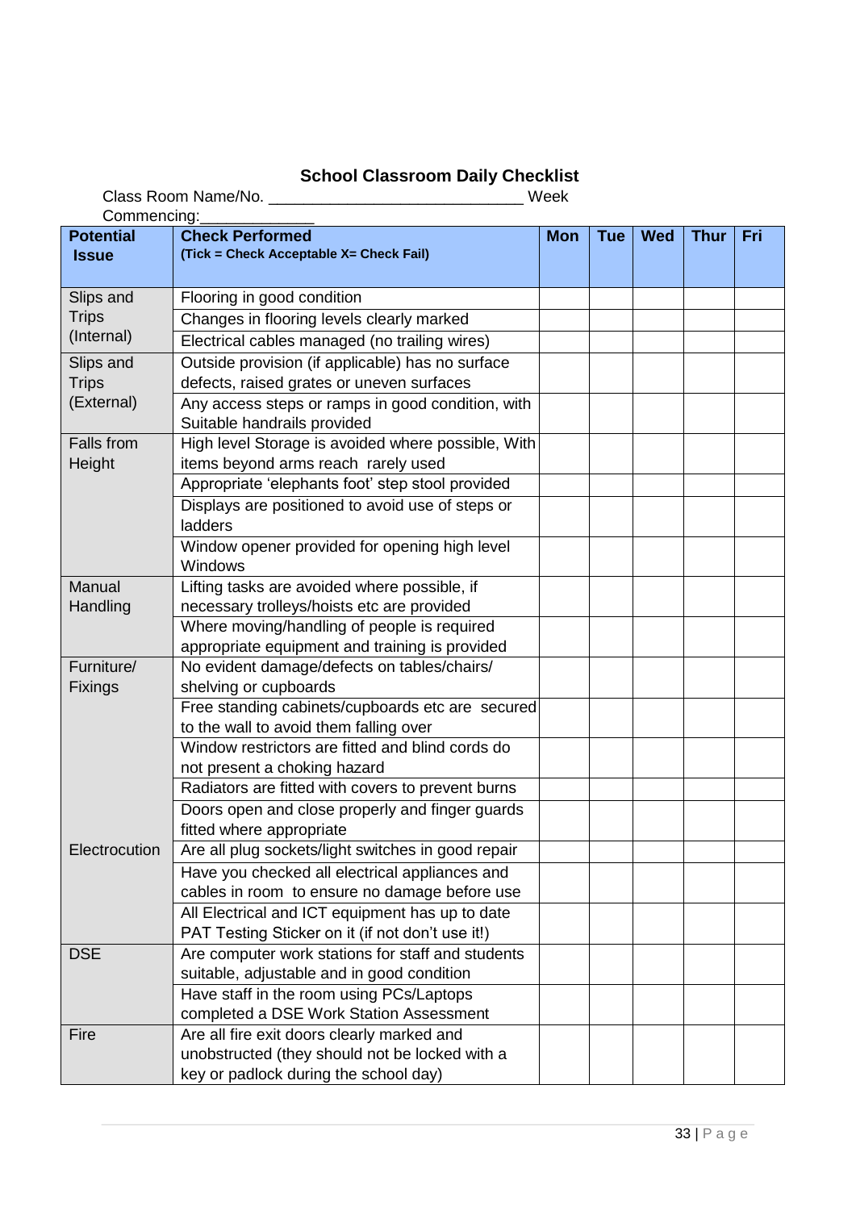**School Classroom Daily Checklist**

Class Room Name/No. ______________________________ Week Commencing:_____________

| Potential Issue | Check Performed (Tick = Check Acceptable X= Check Fail) | Mon | Tue | Wed | Thur | Fri |
|---|---|---|---|---|---|---|
| Slips and Trips (Internal) | Flooring in good condition | | | | | |
| | Changes in flooring levels clearly marked | | | | | |
| | Electrical cables managed (no trailing wires) | | | | | |
| Slips and Trips (External) | Outside provision (if applicable) has no surface defects, raised grates or uneven surfaces | | | | | |
| | Any access steps or ramps in good condition, with Suitable handrails provided | | | | | |
| Falls from Height | High level Storage is avoided where possible, With items beyond arms reach rarely used | | | | | |
| | Appropriate 'elephants foot' step stool provided | | | | | |
| | Displays are positioned to avoid use of steps or ladders | | | | | |
| | Window opener provided for opening high level Windows | | | | | |
| Manual Handling | Lifting tasks are avoided where possible, if necessary trolleys/hoists etc are provided | | | | | |
| | Where moving/handling of people is required appropriate equipment and training is provided | | | | | |
| Furniture/ Fixings | No evident damage/defects on tables/chairs/ shelving or cupboards | | | | | |
| | Free standing cabinets/cupboards etc are secured to the wall to avoid them falling over | | | | | |
| | Window restrictors are fitted and blind cords do not present a choking hazard | | | | | |
| | Radiators are fitted with covers to prevent burns | | | | | |
| | Doors open and close properly and finger guards fitted where appropriate | | | | | |
| Electrocution | Are all plug sockets/light switches in good repair | | | | | |
| | Have you checked all electrical appliances and cables in room to ensure no damage before use | | | | | |
| | All Electrical and ICT equipment has up to date PAT Testing Sticker on it (if not don't use it!) | | | | | |
| DSE | Are computer work stations for staff and students suitable, adjustable and in good condition | | | | | |
| | Have staff in the room using PCs/Laptops completed a DSE Work Station Assessment | | | | | |
| Fire | Are all fire exit doors clearly marked and unobstructed (they should not be locked with a key or padlock during the school day) | | | | | |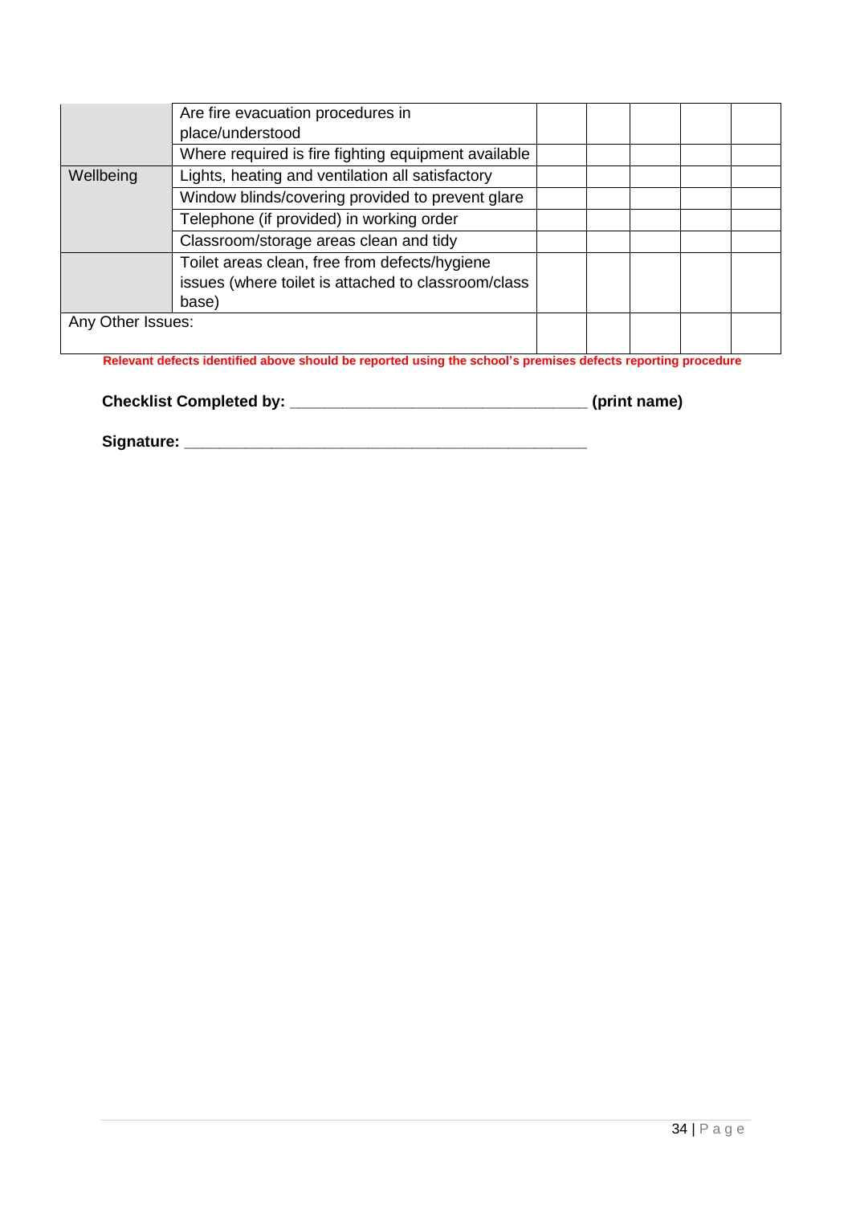| | | | | | | |
|---|---|---|---|---|---|---|
| | Are fire evacuation procedures in place/understood | | | | | |
| | Where required is fire fighting equipment available | | | | | |
| Wellbeing | Lights, heating and ventilation all satisfactory | | | | | |
| | Window blinds/covering provided to prevent glare | | | | | |
| | Telephone (if provided) in working order | | | | | |
| | Classroom/storage areas clean and tidy | | | | | |
| | Toilet areas clean, free from defects/hygiene issues (where toilet is attached to classroom/class base) | | | | | |
| Any Other Issues: | | | | | | |

**Relevant defects identified above should be reported using the school's premises defects reporting procedure**

**Checklist Completed by: \_\_\_\_\_\_\_\_\_\_\_\_\_\_\_\_\_\_\_\_\_\_\_\_\_\_\_\_\_\_\_\_\_\_ (print name)**

**Signature: \_\_\_\_\_\_\_\_\_\_\_\_\_\_\_\_\_\_\_\_\_\_\_\_\_\_\_\_\_\_\_\_\_\_\_\_\_\_\_\_\_\_\_\_\_**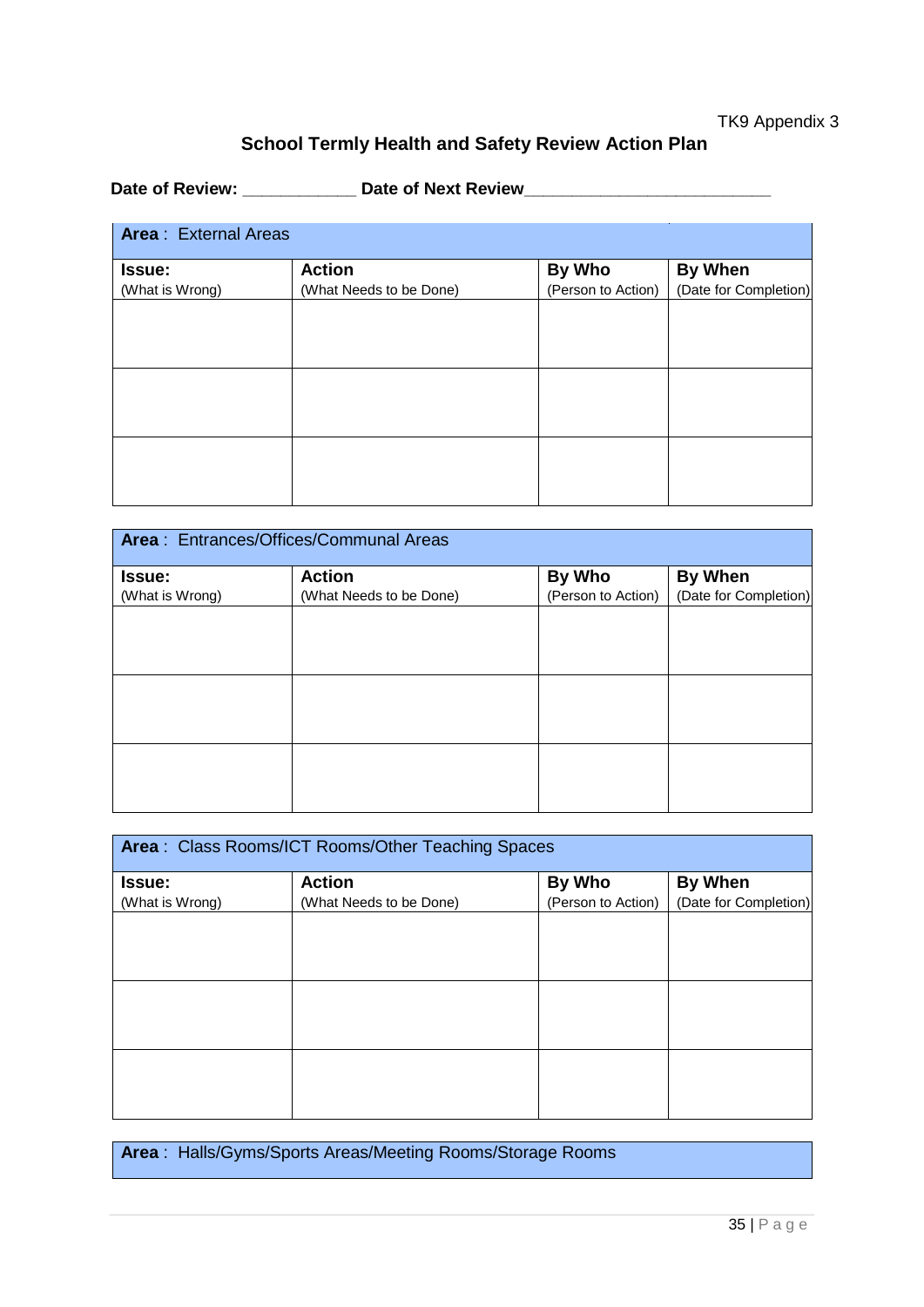TK9 Appendix 3

## School Termly Health and Safety Review Action Plan

**Date of Review:** ____________ **Date of Next Review**__________________________

**Area** : External Areas

| **Issue:** (What is Wrong) | **Action** (What Needs to be Done) | **By Who** (Person to Action) | **By When** (Date for Completion) |
|---|---|---|---|
| | | | |
| | | | |
| | | | |

**Area** : Entrances/Offices/Communal Areas

| **Issue:** (What is Wrong) | **Action** (What Needs to be Done) | **By Who** (Person to Action) | **By When** (Date for Completion) |
|---|---|---|---|
| | | | |
| | | | |
| | | | |

**Area** : Class Rooms/ICT Rooms/Other Teaching Spaces

| **Issue:** (What is Wrong) | **Action** (What Needs to be Done) | **By Who** (Person to Action) | **By When** (Date for Completion) |
|---|---|---|---|
| | | | |
| | | | |
| | | | |

**Area** : Halls/Gyms/Sports Areas/Meeting Rooms/Storage Rooms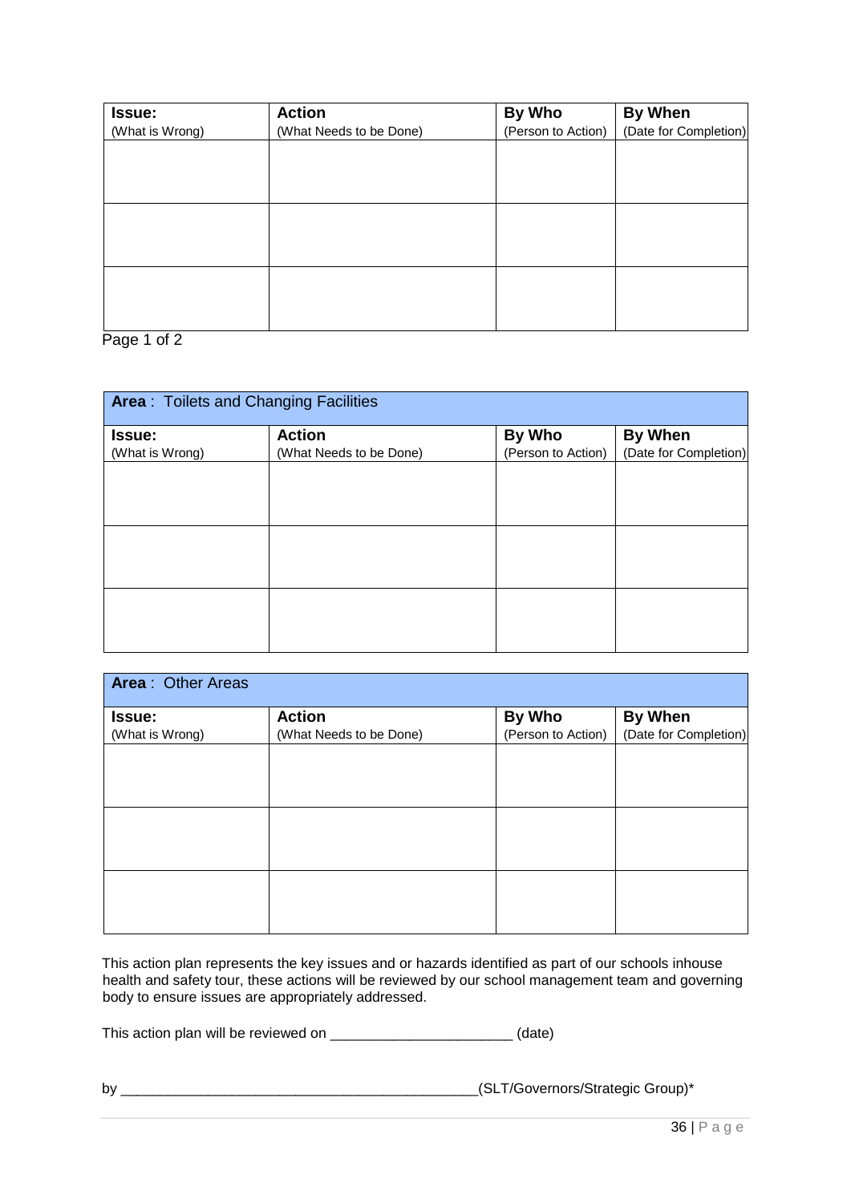| **Issue:** (What is Wrong) | **Action** (What Needs to be Done) | **By Who** (Person to Action) | **By When** (Date for Completion) |
|---|---|---|---|
| | | | |
| | | | |
| | | | |

Page 1 of 2

| **Area** : Toilets and Changing Facilities | | | |
|---|---|---|---|
| **Issue:** (What is Wrong) | **Action** (What Needs to be Done) | **By Who** (Person to Action) | **By When** (Date for Completion) |
| | | | |
| | | | |
| | | | |

| **Area** : Other Areas | | | |
|---|---|---|---|
| **Issue:** (What is Wrong) | **Action** (What Needs to be Done) | **By Who** (Person to Action) | **By When** (Date for Completion) |
| | | | |
| | | | |
| | | | |

This action plan represents the key issues and or hazards identified as part of our schools inhouse health and safety tour, these actions will be reviewed by our school management team and governing body to ensure issues are appropriately addressed.

This action plan will be reviewed on ______________________ (date)

by ______________________________________________(SLT/Governors/Strategic Group)*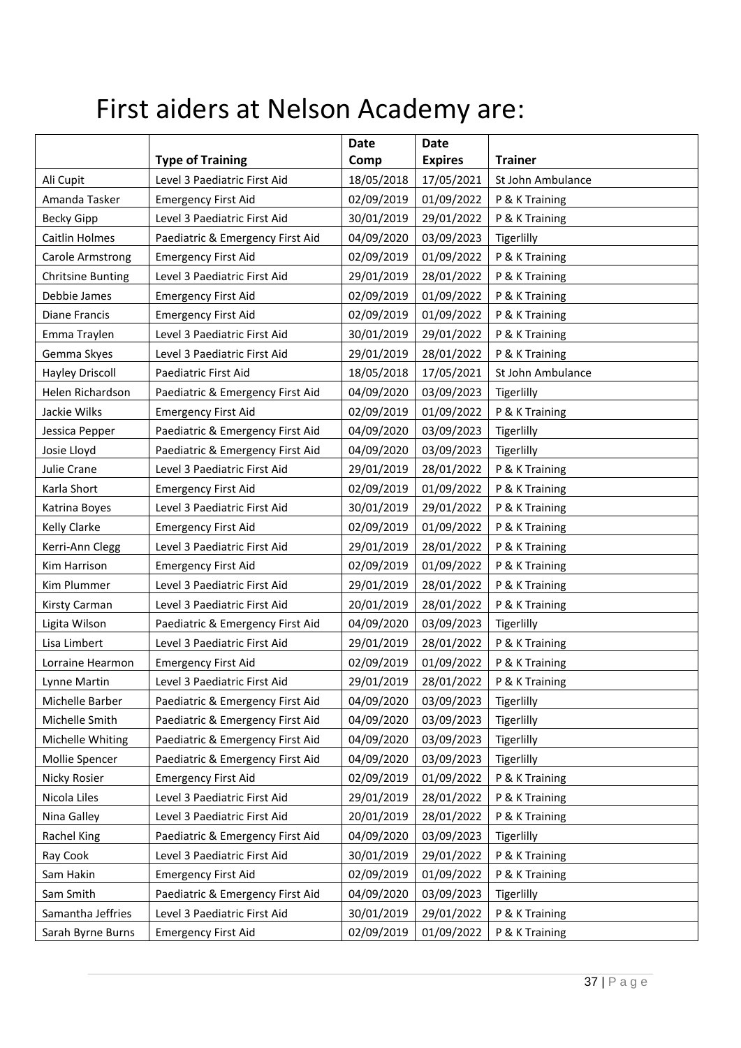# First aiders at Nelson Academy are:

| | Type of Training | Date Comp | Date Expires | Trainer |
|---|---|---|---|---|
| Ali Cupit | Level 3 Paediatric First Aid | 18/05/2018 | 17/05/2021 | St John Ambulance |
| Amanda Tasker | Emergency First Aid | 02/09/2019 | 01/09/2022 | P & K Training |
| Becky Gipp | Level 3 Paediatric First Aid | 30/01/2019 | 29/01/2022 | P & K Training |
| Caitlin Holmes | Paediatric & Emergency First Aid | 04/09/2020 | 03/09/2023 | Tigerlilly |
| Carole Armstrong | Emergency First Aid | 02/09/2019 | 01/09/2022 | P & K Training |
| Chritsine Bunting | Level 3 Paediatric First Aid | 29/01/2019 | 28/01/2022 | P & K Training |
| Debbie James | Emergency First Aid | 02/09/2019 | 01/09/2022 | P & K Training |
| Diane Francis | Emergency First Aid | 02/09/2019 | 01/09/2022 | P & K Training |
| Emma Traylen | Level 3 Paediatric First Aid | 30/01/2019 | 29/01/2022 | P & K Training |
| Gemma Skyes | Level 3 Paediatric First Aid | 29/01/2019 | 28/01/2022 | P & K Training |
| Hayley Driscoll | Paediatric First Aid | 18/05/2018 | 17/05/2021 | St John Ambulance |
| Helen Richardson | Paediatric & Emergency First Aid | 04/09/2020 | 03/09/2023 | Tigerlilly |
| Jackie Wilks | Emergency First Aid | 02/09/2019 | 01/09/2022 | P & K Training |
| Jessica Pepper | Paediatric & Emergency First Aid | 04/09/2020 | 03/09/2023 | Tigerlilly |
| Josie Lloyd | Paediatric & Emergency First Aid | 04/09/2020 | 03/09/2023 | Tigerlilly |
| Julie Crane | Level 3 Paediatric First Aid | 29/01/2019 | 28/01/2022 | P & K Training |
| Karla Short | Emergency First Aid | 02/09/2019 | 01/09/2022 | P & K Training |
| Katrina Boyes | Level 3 Paediatric First Aid | 30/01/2019 | 29/01/2022 | P & K Training |
| Kelly Clarke | Emergency First Aid | 02/09/2019 | 01/09/2022 | P & K Training |
| Kerri-Ann Clegg | Level 3 Paediatric First Aid | 29/01/2019 | 28/01/2022 | P & K Training |
| Kim Harrison | Emergency First Aid | 02/09/2019 | 01/09/2022 | P & K Training |
| Kim Plummer | Level 3 Paediatric First Aid | 29/01/2019 | 28/01/2022 | P & K Training |
| Kirsty Carman | Level 3 Paediatric First Aid | 20/01/2019 | 28/01/2022 | P & K Training |
| Ligita Wilson | Paediatric & Emergency First Aid | 04/09/2020 | 03/09/2023 | Tigerlilly |
| Lisa Limbert | Level 3 Paediatric First Aid | 29/01/2019 | 28/01/2022 | P & K Training |
| Lorraine Hearmon | Emergency First Aid | 02/09/2019 | 01/09/2022 | P & K Training |
| Lynne Martin | Level 3 Paediatric First Aid | 29/01/2019 | 28/01/2022 | P & K Training |
| Michelle Barber | Paediatric & Emergency First Aid | 04/09/2020 | 03/09/2023 | Tigerlilly |
| Michelle Smith | Paediatric & Emergency First Aid | 04/09/2020 | 03/09/2023 | Tigerlilly |
| Michelle Whiting | Paediatric & Emergency First Aid | 04/09/2020 | 03/09/2023 | Tigerlilly |
| Mollie Spencer | Paediatric & Emergency First Aid | 04/09/2020 | 03/09/2023 | Tigerlilly |
| Nicky Rosier | Emergency First Aid | 02/09/2019 | 01/09/2022 | P & K Training |
| Nicola Liles | Level 3 Paediatric First Aid | 29/01/2019 | 28/01/2022 | P & K Training |
| Nina Galley | Level 3 Paediatric First Aid | 20/01/2019 | 28/01/2022 | P & K Training |
| Rachel King | Paediatric & Emergency First Aid | 04/09/2020 | 03/09/2023 | Tigerlilly |
| Ray Cook | Level 3 Paediatric First Aid | 30/01/2019 | 29/01/2022 | P & K Training |
| Sam Hakin | Emergency First Aid | 02/09/2019 | 01/09/2022 | P & K Training |
| Sam Smith | Paediatric & Emergency First Aid | 04/09/2020 | 03/09/2023 | Tigerlilly |
| Samantha Jeffries | Level 3 Paediatric First Aid | 30/01/2019 | 29/01/2022 | P & K Training |
| Sarah Byrne Burns | Emergency First Aid | 02/09/2019 | 01/09/2022 | P & K Training |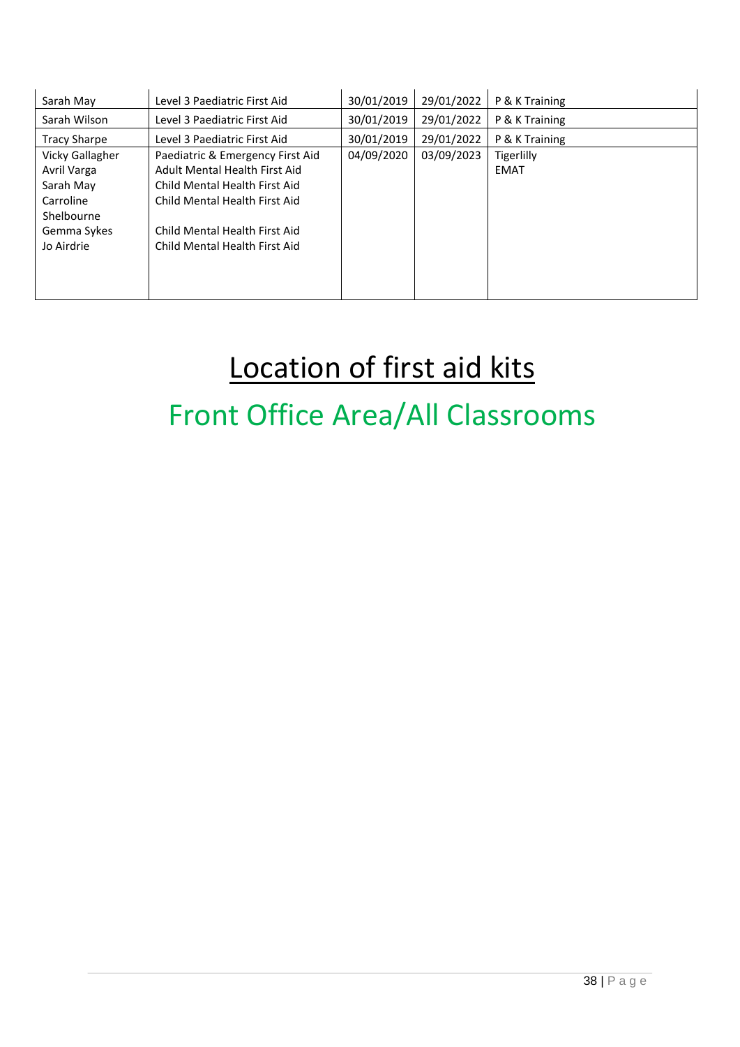| | | | | |
|---|---|---|---|---|
| Sarah May | Level 3 Paediatric First Aid | 30/01/2019 | 29/01/2022 | P & K Training |
| Sarah Wilson | Level 3 Paediatric First Aid | 30/01/2019 | 29/01/2022 | P & K Training |
| Tracy Sharpe | Level 3 Paediatric First Aid | 30/01/2019 | 29/01/2022 | P & K Training |
| Vicky Gallagher<br>Avril Varga<br>Sarah May<br>Carroline Shelbourne<br>Gemma Sykes<br>Jo Airdrie | Paediatric & Emergency First Aid<br>Adult Mental Health First Aid<br>Child Mental Health First Aid<br>Child Mental Health First Aid<br><br>Child Mental Health First Aid<br>Child Mental Health First Aid | 04/09/2020 | 03/09/2023 | Tigerlilly<br>EMAT |

# Location of first aid kits

## Front Office Area/All Classrooms